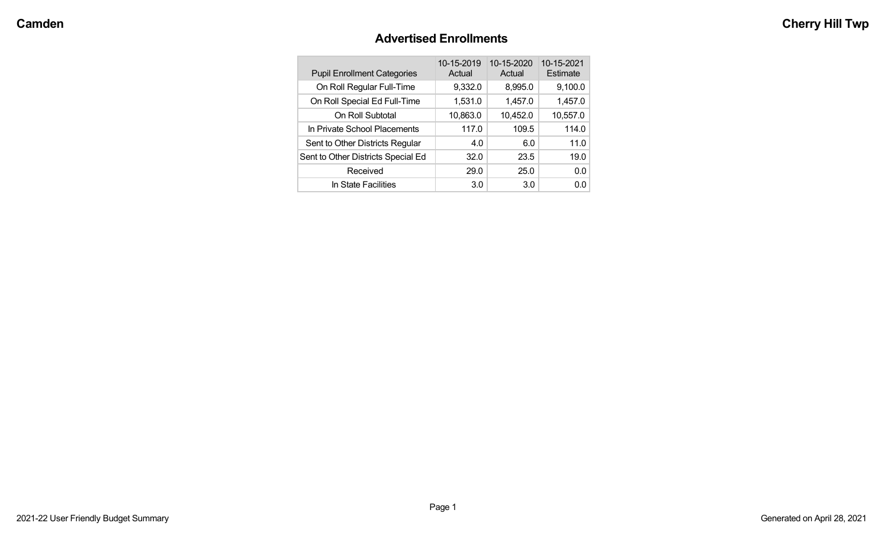Camden

Cherry Hill Twp

## Advertised Enrollments

| Pupil Enrollment Categories | 10-15-2019 Actual | 10-15-2020 Actual | 10-15-2021 Estimate |
|---|---|---|---|
| On Roll Regular Full-Time | 9,332.0 | 8,995.0 | 9,100.0 |
| On Roll Special Ed Full-Time | 1,531.0 | 1,457.0 | 1,457.0 |
| On Roll Subtotal | 10,863.0 | 10,452.0 | 10,557.0 |
| In Private School Placements | 117.0 | 109.5 | 114.0 |
| Sent to Other Districts Regular | 4.0 | 6.0 | 11.0 |
| Sent to Other Districts Special Ed | 32.0 | 23.5 | 19.0 |
| Received | 29.0 | 25.0 | 0.0 |
| In State Facilities | 3.0 | 3.0 | 0.0 |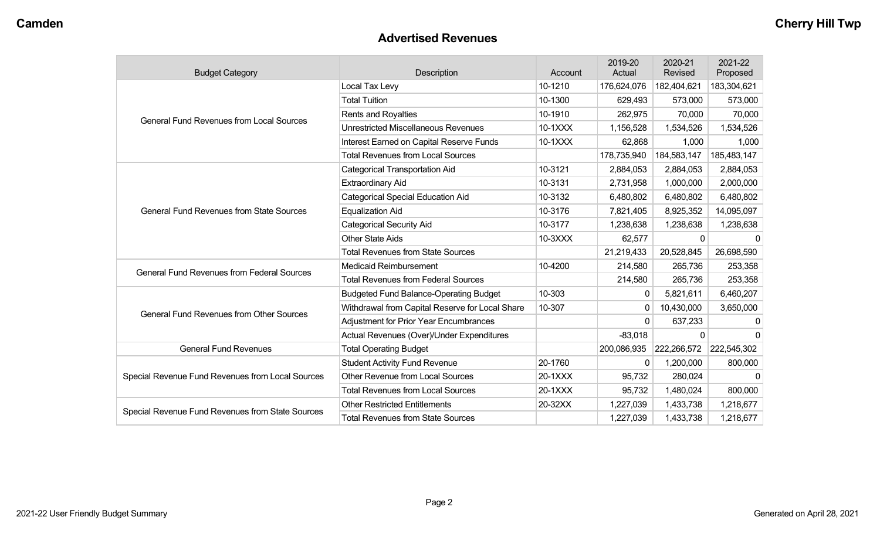## Advertised Revenues

| Budget Category | Description | Account | 2019-20 Actual | 2020-21 Revised | 2021-22 Proposed |
|---|---|---|---|---|---|
| General Fund Revenues from Local Sources | Local Tax Levy | 10-1210 | 176,624,076 | 182,404,621 | 183,304,621 |
| | Total Tuition | 10-1300 | 629,493 | 573,000 | 573,000 |
| | Rents and Royalties | 10-1910 | 262,975 | 70,000 | 70,000 |
| | Unrestricted Miscellaneous Revenues | 10-1XXX | 1,156,528 | 1,534,526 | 1,534,526 |
| | Interest Earned on Capital Reserve Funds | 10-1XXX | 62,868 | 1,000 | 1,000 |
| | Total Revenues from Local Sources | | 178,735,940 | 184,583,147 | 185,483,147 |
| General Fund Revenues from State Sources | Categorical Transportation Aid | 10-3121 | 2,884,053 | 2,884,053 | 2,884,053 |
| | Extraordinary Aid | 10-3131 | 2,731,958 | 1,000,000 | 2,000,000 |
| | Categorical Special Education Aid | 10-3132 | 6,480,802 | 6,480,802 | 6,480,802 |
| | Equalization Aid | 10-3176 | 7,821,405 | 8,925,352 | 14,095,097 |
| | Categorical Security Aid | 10-3177 | 1,238,638 | 1,238,638 | 1,238,638 |
| | Other State Aids | 10-3XXX | 62,577 | 0 | 0 |
| | Total Revenues from State Sources | | 21,219,433 | 20,528,845 | 26,698,590 |
| General Fund Revenues from Federal Sources | Medicaid Reimbursement | 10-4200 | 214,580 | 265,736 | 253,358 |
| | Total Revenues from Federal Sources | | 214,580 | 265,736 | 253,358 |
| General Fund Revenues from Other Sources | Budgeted Fund Balance-Operating Budget | 10-303 | 0 | 5,821,611 | 6,460,207 |
| | Withdrawal from Capital Reserve for Local Share | 10-307 | 0 | 10,430,000 | 3,650,000 |
| | Adjustment for Prior Year Encumbrances | | 0 | 637,233 | 0 |
| | Actual Revenues (Over)/Under Expenditures | | -83,018 | 0 | 0 |
| General Fund Revenues | Total Operating Budget | | 200,086,935 | 222,266,572 | 222,545,302 |
| Special Revenue Fund Revenues from Local Sources | Student Activity Fund Revenue | 20-1760 | 0 | 1,200,000 | 800,000 |
| | Other Revenue from Local Sources | 20-1XXX | 95,732 | 280,024 | 0 |
| | Total Revenues from Local Sources | 20-1XXX | 95,732 | 1,480,024 | 800,000 |
| Special Revenue Fund Revenues from State Sources | Other Restricted Entitlements | 20-32XX | 1,227,039 | 1,433,738 | 1,218,677 |
| | Total Revenues from State Sources | | 1,227,039 | 1,433,738 | 1,218,677 |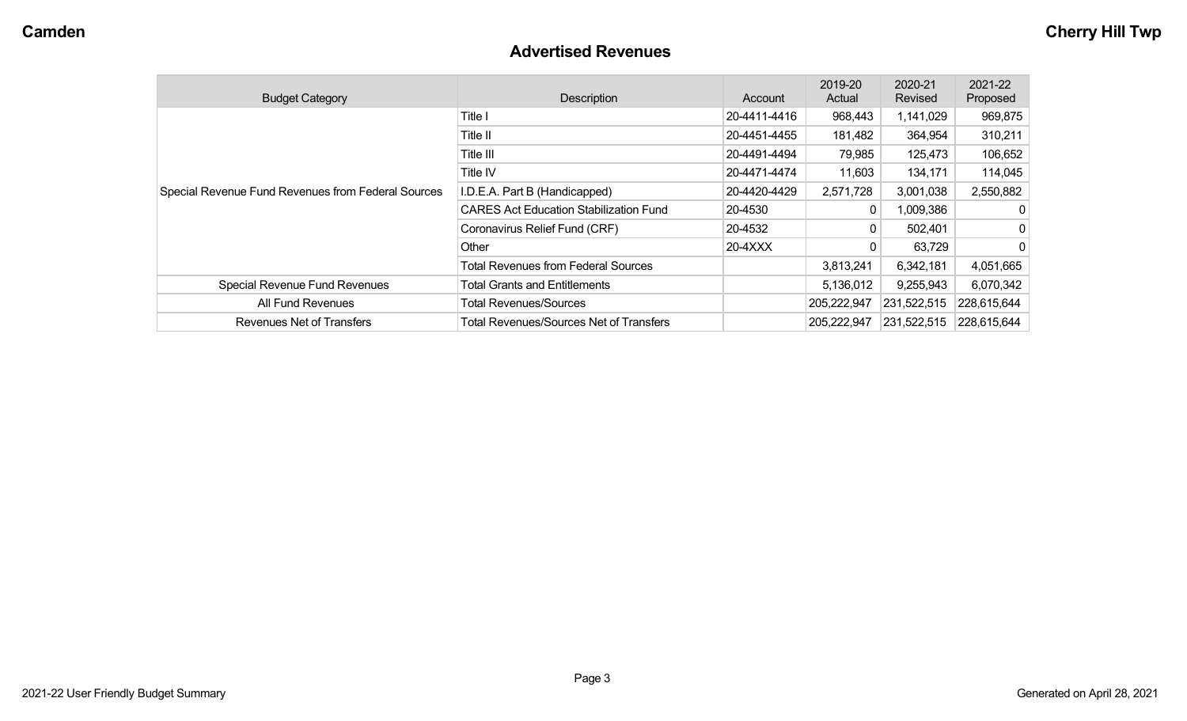## Advertised Revenues

| Budget Category | Description | Account | 2019-20 Actual | 2020-21 Revised | 2021-22 Proposed |
|---|---|---|---|---|---|
| Special Revenue Fund Revenues from Federal Sources | Title I | 20-4411-4416 | 968,443 | 1,141,029 | 969,875 |
| | Title II | 20-4451-4455 | 181,482 | 364,954 | 310,211 |
| | Title III | 20-4491-4494 | 79,985 | 125,473 | 106,652 |
| | Title IV | 20-4471-4474 | 11,603 | 134,171 | 114,045 |
| | I.D.E.A. Part B (Handicapped) | 20-4420-4429 | 2,571,728 | 3,001,038 | 2,550,882 |
| | CARES Act Education Stabilization Fund | 20-4530 | 0 | 1,009,386 | 0 |
| | Coronavirus Relief Fund (CRF) | 20-4532 | 0 | 502,401 | 0 |
| | Other | 20-4XXX | 0 | 63,729 | 0 |
| | Total Revenues from Federal Sources | | 3,813,241 | 6,342,181 | 4,051,665 |
| Special Revenue Fund Revenues | Total Grants and Entitlements | | 5,136,012 | 9,255,943 | 6,070,342 |
| All Fund Revenues | Total Revenues/Sources | | 205,222,947 | 231,522,515 | 228,615,644 |
| Revenues Net of Transfers | Total Revenues/Sources Net of Transfers | | 205,222,947 | 231,522,515 | 228,615,644 |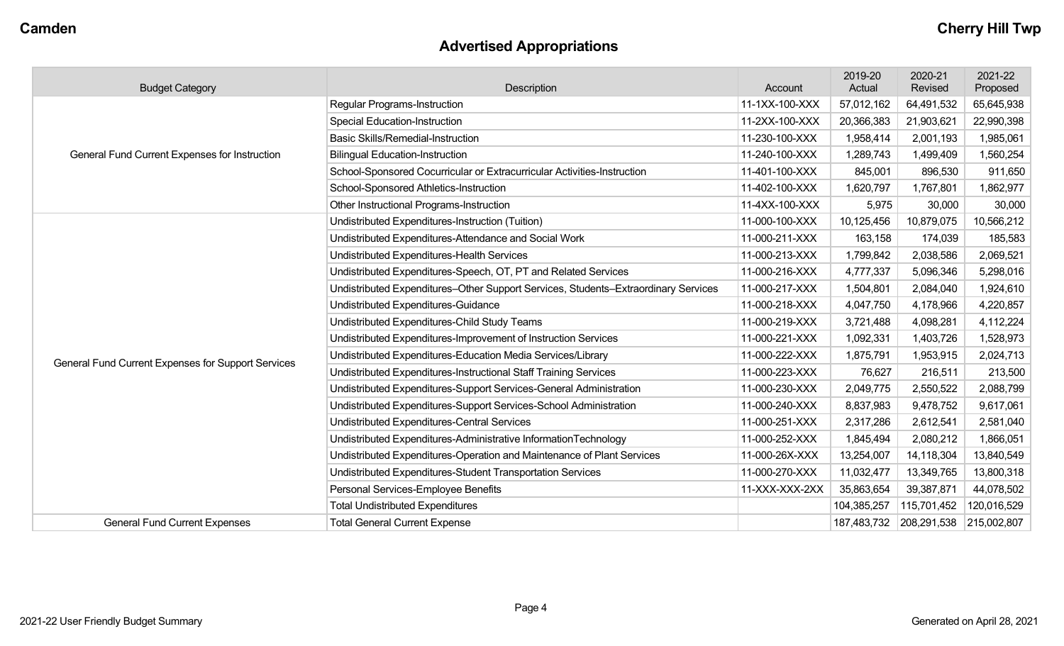# Advertised Appropriations

| Budget Category | Description | Account | 2019-20 Actual | 2020-21 Revised | 2021-22 Proposed |
|---|---|---|---|---|---|
| General Fund Current Expenses for Instruction | Regular Programs-Instruction | 11-1XX-100-XXX | 57,012,162 | 64,491,532 | 65,645,938 |
| | Special Education-Instruction | 11-2XX-100-XXX | 20,366,383 | 21,903,621 | 22,990,398 |
| | Basic Skills/Remedial-Instruction | 11-230-100-XXX | 1,958,414 | 2,001,193 | 1,985,061 |
| | Bilingual Education-Instruction | 11-240-100-XXX | 1,289,743 | 1,499,409 | 1,560,254 |
| | School-Sponsored Cocurricular or Extracurricular Activities-Instruction | 11-401-100-XXX | 845,001 | 896,530 | 911,650 |
| | School-Sponsored Athletics-Instruction | 11-402-100-XXX | 1,620,797 | 1,767,801 | 1,862,977 |
| | Other Instructional Programs-Instruction | 11-4XX-100-XXX | 5,975 | 30,000 | 30,000 |
| General Fund Current Expenses for Support Services | Undistributed Expenditures-Instruction (Tuition) | 11-000-100-XXX | 10,125,456 | 10,879,075 | 10,566,212 |
| | Undistributed Expenditures-Attendance and Social Work | 11-000-211-XXX | 163,158 | 174,039 | 185,583 |
| | Undistributed Expenditures-Health Services | 11-000-213-XXX | 1,799,842 | 2,038,586 | 2,069,521 |
| | Undistributed Expenditures-Speech, OT, PT and Related Services | 11-000-216-XXX | 4,777,337 | 5,096,346 | 5,298,016 |
| | Undistributed Expenditures–Other Support Services, Students–Extraordinary Services | 11-000-217-XXX | 1,504,801 | 2,084,040 | 1,924,610 |
| | Undistributed Expenditures-Guidance | 11-000-218-XXX | 4,047,750 | 4,178,966 | 4,220,857 |
| | Undistributed Expenditures-Child Study Teams | 11-000-219-XXX | 3,721,488 | 4,098,281 | 4,112,224 |
| | Undistributed Expenditures-Improvement of Instruction Services | 11-000-221-XXX | 1,092,331 | 1,403,726 | 1,528,973 |
| | Undistributed Expenditures-Education Media Services/Library | 11-000-222-XXX | 1,875,791 | 1,953,915 | 2,024,713 |
| | Undistributed Expenditures-Instructional Staff Training Services | 11-000-223-XXX | 76,627 | 216,511 | 213,500 |
| | Undistributed Expenditures-Support Services-General Administration | 11-000-230-XXX | 2,049,775 | 2,550,522 | 2,088,799 |
| | Undistributed Expenditures-Support Services-School Administration | 11-000-240-XXX | 8,837,983 | 9,478,752 | 9,617,061 |
| | Undistributed Expenditures-Central Services | 11-000-251-XXX | 2,317,286 | 2,612,541 | 2,581,040 |
| | Undistributed Expenditures-Administrative InformationTechnology | 11-000-252-XXX | 1,845,494 | 2,080,212 | 1,866,051 |
| | Undistributed Expenditures-Operation and Maintenance of Plant Services | 11-000-26X-XXX | 13,254,007 | 14,118,304 | 13,840,549 |
| | Undistributed Expenditures-Student Transportation Services | 11-000-270-XXX | 11,032,477 | 13,349,765 | 13,800,318 |
| | Personal Services-Employee Benefits | 11-XXX-XXX-2XX | 35,863,654 | 39,387,871 | 44,078,502 |
| | Total Undistributed Expenditures | | 104,385,257 | 115,701,452 | 120,016,529 |
| General Fund Current Expenses | Total General Current Expense | | 187,483,732 | 208,291,538 | 215,002,807 |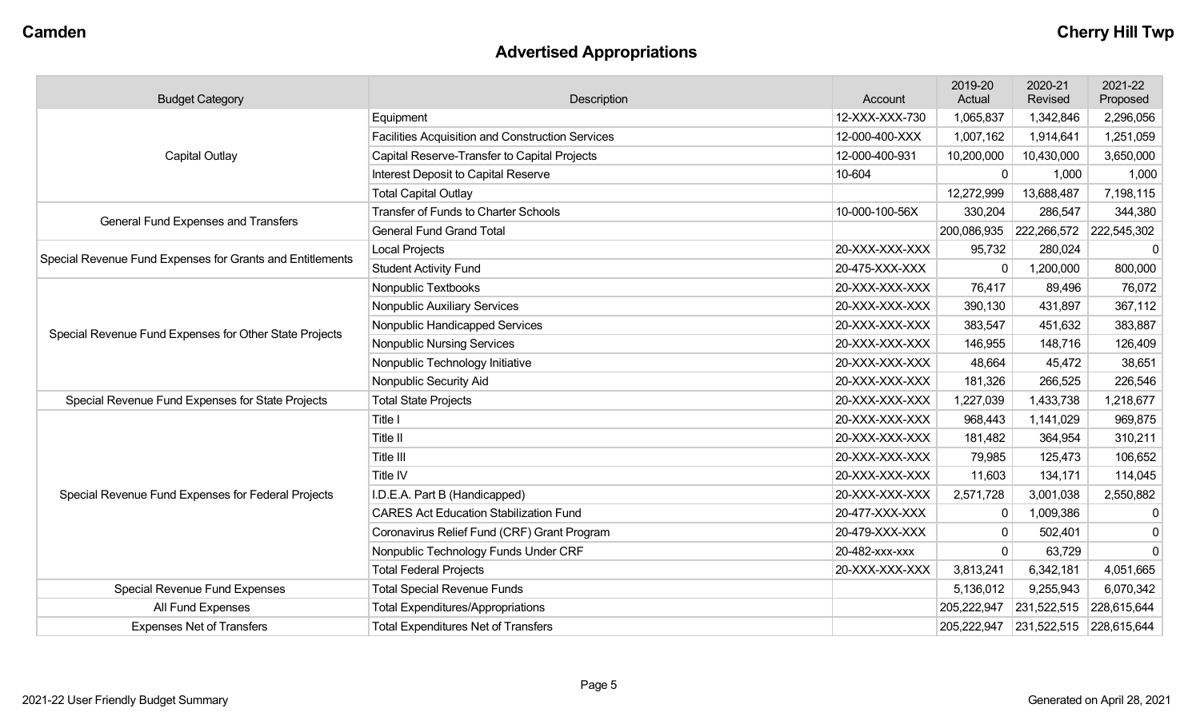## Advertised Appropriations

| Budget Category | Description | Account | 2019-20 Actual | 2020-21 Revised | 2021-22 Proposed |
|---|---|---|---|---|---|
| Capital Outlay | Equipment | 12-XXX-XXX-730 | 1,065,837 | 1,342,846 | 2,296,056 |
| | Facilities Acquisition and Construction Services | 12-000-400-XXX | 1,007,162 | 1,914,641 | 1,251,059 |
| | Capital Reserve-Transfer to Capital Projects | 12-000-400-931 | 10,200,000 | 10,430,000 | 3,650,000 |
| | Interest Deposit to Capital Reserve | 10-604 | 0 | 1,000 | 1,000 |
| | Total Capital Outlay | | 12,272,999 | 13,688,487 | 7,198,115 |
| General Fund Expenses and Transfers | Transfer of Funds to Charter Schools | 10-000-100-56X | 330,204 | 286,547 | 344,380 |
| | General Fund Grand Total | | 200,086,935 | 222,266,572 | 222,545,302 |
| Special Revenue Fund Expenses for Grants and Entitlements | Local Projects | 20-XXX-XXX-XXX | 95,732 | 280,024 | 0 |
| | Student Activity Fund | 20-475-XXX-XXX | 0 | 1,200,000 | 800,000 |
| Special Revenue Fund Expenses for Other State Projects | Nonpublic Textbooks | 20-XXX-XXX-XXX | 76,417 | 89,496 | 76,072 |
| | Nonpublic Auxiliary Services | 20-XXX-XXX-XXX | 390,130 | 431,897 | 367,112 |
| | Nonpublic Handicapped Services | 20-XXX-XXX-XXX | 383,547 | 451,632 | 383,887 |
| | Nonpublic Nursing Services | 20-XXX-XXX-XXX | 146,955 | 148,716 | 126,409 |
| | Nonpublic Technology Initiative | 20-XXX-XXX-XXX | 48,664 | 45,472 | 38,651 |
| | Nonpublic Security Aid | 20-XXX-XXX-XXX | 181,326 | 266,525 | 226,546 |
| Special Revenue Fund Expenses for State Projects | Total State Projects | 20-XXX-XXX-XXX | 1,227,039 | 1,433,738 | 1,218,677 |
| Special Revenue Fund Expenses for Federal Projects | Title I | 20-XXX-XXX-XXX | 968,443 | 1,141,029 | 969,875 |
| | Title II | 20-XXX-XXX-XXX | 181,482 | 364,954 | 310,211 |
| | Title III | 20-XXX-XXX-XXX | 79,985 | 125,473 | 106,652 |
| | Title IV | 20-XXX-XXX-XXX | 11,603 | 134,171 | 114,045 |
| | I.D.E.A. Part B (Handicapped) | 20-XXX-XXX-XXX | 2,571,728 | 3,001,038 | 2,550,882 |
| | CARES Act Education Stabilization Fund | 20-477-XXX-XXX | 0 | 1,009,386 | 0 |
| | Coronavirus Relief Fund (CRF) Grant Program | 20-479-XXX-XXX | 0 | 502,401 | 0 |
| | Nonpublic Technology Funds Under CRF | 20-482-xxx-xxx | 0 | 63,729 | 0 |
| | Total Federal Projects | 20-XXX-XXX-XXX | 3,813,241 | 6,342,181 | 4,051,665 |
| Special Revenue Fund Expenses | Total Special Revenue Funds | | 5,136,012 | 9,255,943 | 6,070,342 |
| All Fund Expenses | Total Expenditures/Appropriations | | 205,222,947 | 231,522,515 | 228,615,644 |
| Expenses Net of Transfers | Total Expenditures Net of Transfers | | 205,222,947 | 231,522,515 | 228,615,644 |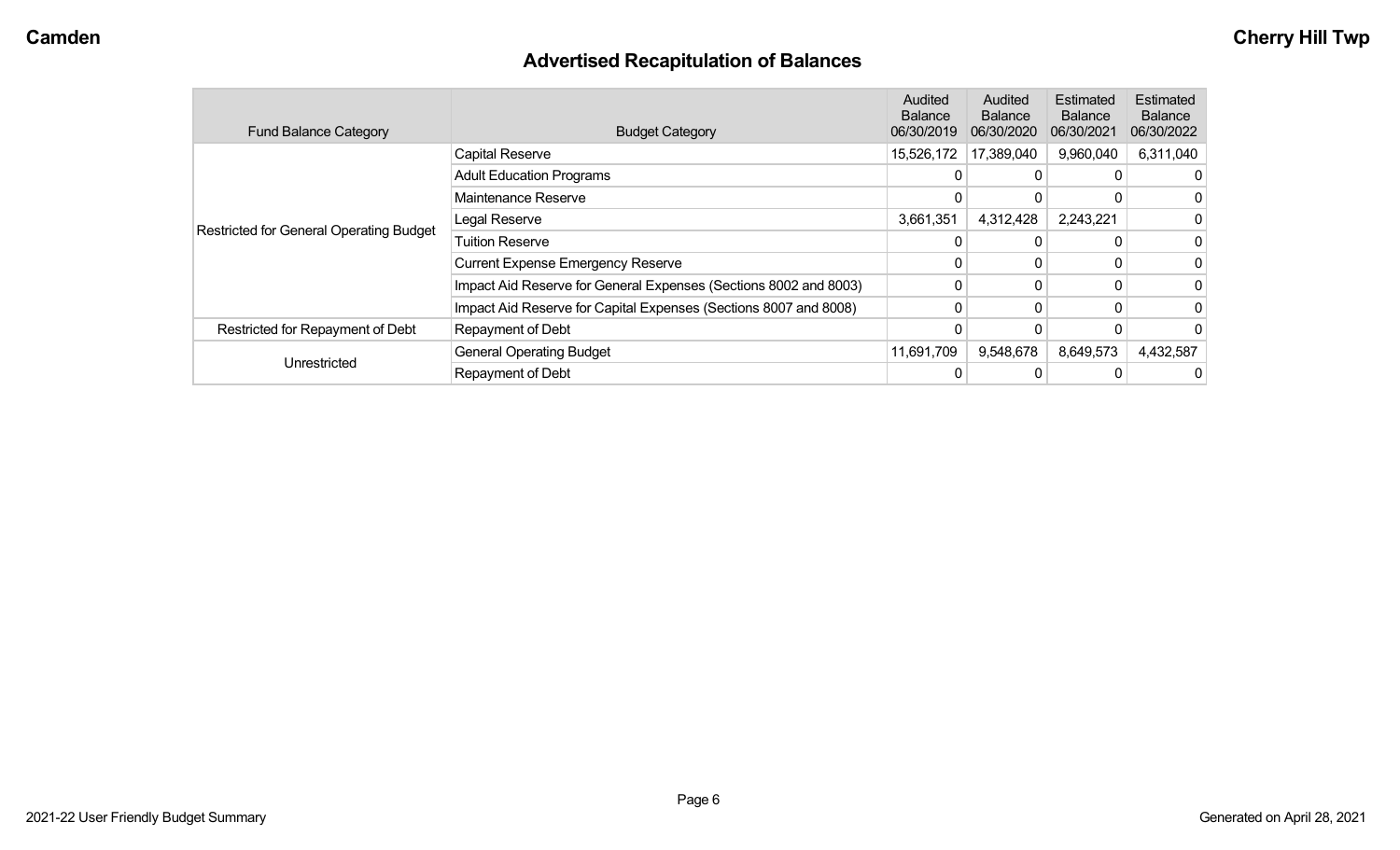## Advertised Recapitulation of Balances

| Fund Balance Category | Budget Category | Audited Balance 06/30/2019 | Audited Balance 06/30/2020 | Estimated Balance 06/30/2021 | Estimated Balance 06/30/2022 |
|---|---|---|---|---|---|
| Restricted for General Operating Budget | Capital Reserve | 15,526,172 | 17,389,040 | 9,960,040 | 6,311,040 |
| | Adult Education Programs | 0 | 0 | 0 | 0 |
| | Maintenance Reserve | 0 | 0 | 0 | 0 |
| | Legal Reserve | 3,661,351 | 4,312,428 | 2,243,221 | 0 |
| | Tuition Reserve | 0 | 0 | 0 | 0 |
| | Current Expense Emergency Reserve | 0 | 0 | 0 | 0 |
| | Impact Aid Reserve for General Expenses (Sections 8002 and 8003) | 0 | 0 | 0 | 0 |
| | Impact Aid Reserve for Capital Expenses (Sections 8007 and 8008) | 0 | 0 | 0 | 0 |
| Restricted for Repayment of Debt | Repayment of Debt | 0 | 0 | 0 | 0 |
| Unrestricted | General Operating Budget | 11,691,709 | 9,548,678 | 8,649,573 | 4,432,587 |
| | Repayment of Debt | 0 | 0 | 0 | 0 |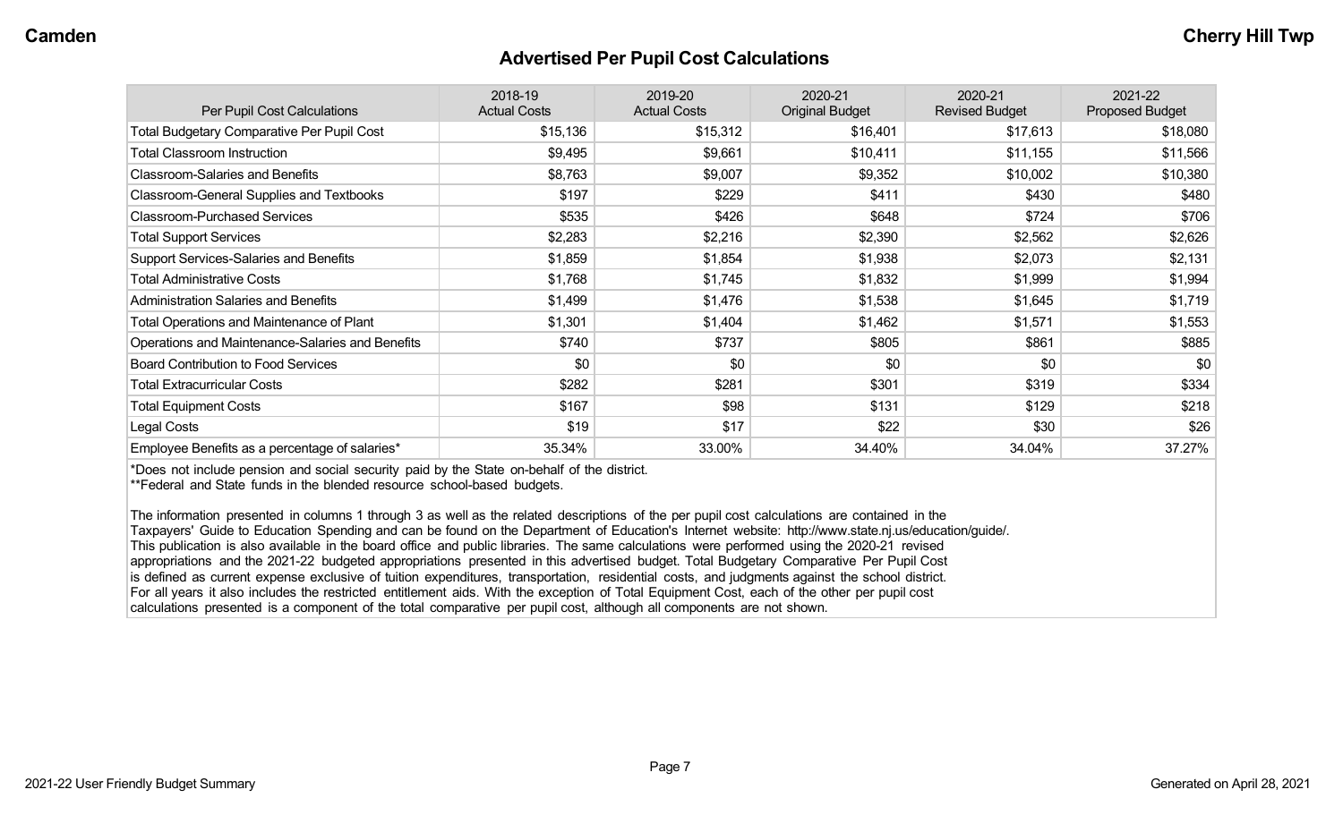## Advertised Per Pupil Cost Calculations

| Per Pupil Cost Calculations | 2018-19 Actual Costs | 2019-20 Actual Costs | 2020-21 Original Budget | 2020-21 Revised Budget | 2021-22 Proposed Budget |
|---|---|---|---|---|---|
| Total Budgetary Comparative Per Pupil Cost | $15,136 | $15,312 | $16,401 | $17,613 | $18,080 |
| Total Classroom Instruction | $9,495 | $9,661 | $10,411 | $11,155 | $11,566 |
| Classroom-Salaries and Benefits | $8,763 | $9,007 | $9,352 | $10,002 | $10,380 |
| Classroom-General Supplies and Textbooks | $197 | $229 | $411 | $430 | $480 |
| Classroom-Purchased Services | $535 | $426 | $648 | $724 | $706 |
| Total Support Services | $2,283 | $2,216 | $2,390 | $2,562 | $2,626 |
| Support Services-Salaries and Benefits | $1,859 | $1,854 | $1,938 | $2,073 | $2,131 |
| Total Administrative Costs | $1,768 | $1,745 | $1,832 | $1,999 | $1,994 |
| Administration Salaries and Benefits | $1,499 | $1,476 | $1,538 | $1,645 | $1,719 |
| Total Operations and Maintenance of Plant | $1,301 | $1,404 | $1,462 | $1,571 | $1,553 |
| Operations and Maintenance-Salaries and Benefits | $740 | $737 | $805 | $861 | $885 |
| Board Contribution to Food Services | $0 | $0 | $0 | $0 | $0 |
| Total Extracurricular Costs | $282 | $281 | $301 | $319 | $334 |
| Total Equipment Costs | $167 | $98 | $131 | $129 | $218 |
| Legal Costs | $19 | $17 | $22 | $30 | $26 |
| Employee Benefits as a percentage of salaries* | 35.34% | 33.00% | 34.40% | 34.04% | 37.27% |

*Does not include pension and social security paid by the State on-behalf of the district.
**Federal and State funds in the blended resource school-based budgets.

The information presented in columns 1 through 3 as well as the related descriptions of the per pupil cost calculations are contained in the Taxpayers' Guide to Education Spending and can be found on the Department of Education's Internet website: http://www.state.nj.us/education/guide/. This publication is also available in the board office and public libraries. The same calculations were performed using the 2020-21 revised appropriations and the 2021-22 budgeted appropriations presented in this advertised budget. Total Budgetary Comparative Per Pupil Cost is defined as current expense exclusive of tuition expenditures, transportation, residential costs, and judgments against the school district. For all years it also includes the restricted entitlement aids. With the exception of Total Equipment Cost, each of the other per pupil cost calculations presented is a component of the total comparative per pupil cost, although all components are not shown.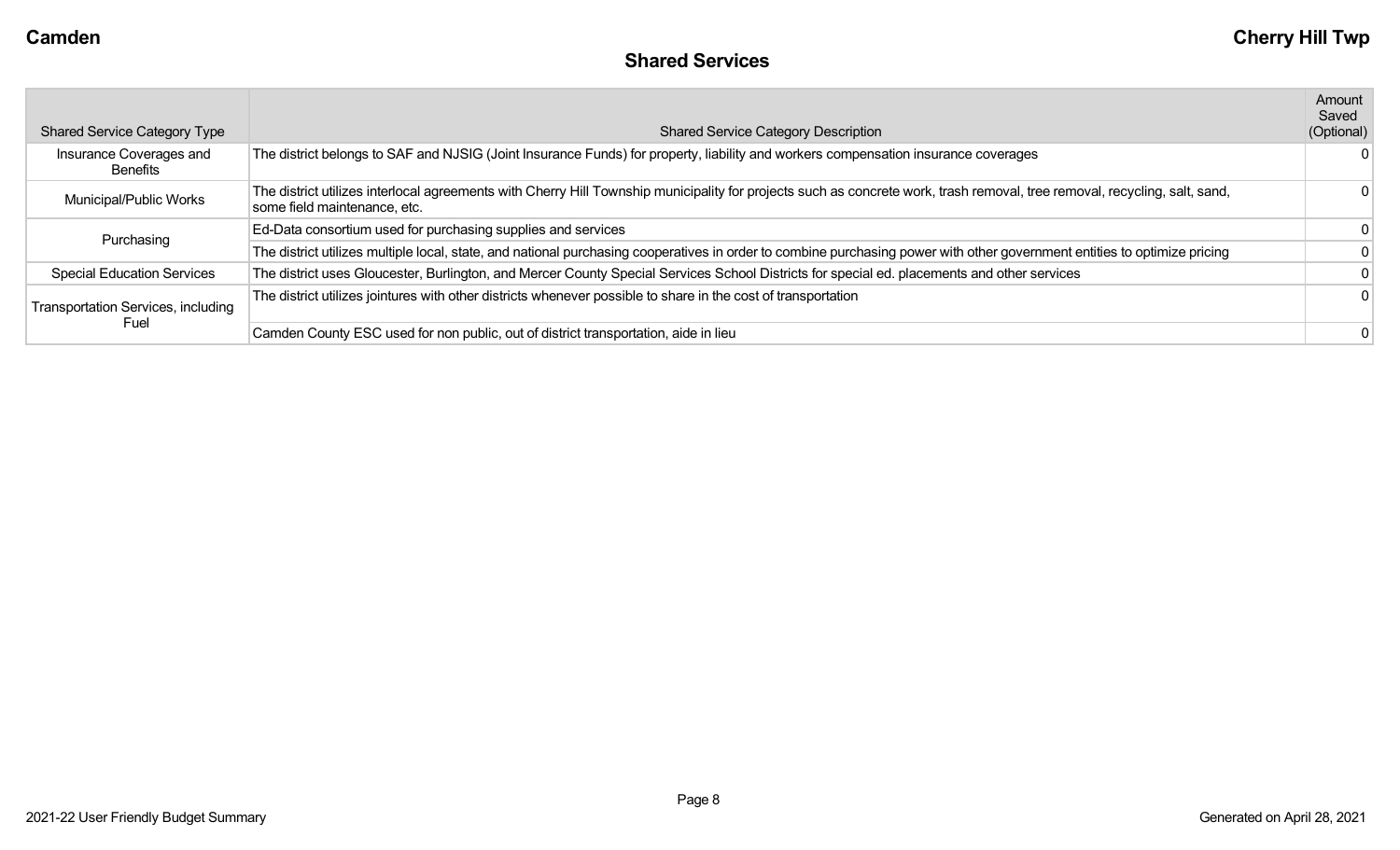## Shared Services

| Shared Service Category Type | Shared Service Category Description | Amount Saved (Optional) |
|---|---|---|
| Insurance Coverages and Benefits | The district belongs to SAF and NJSIG (Joint Insurance Funds) for property, liability and workers compensation insurance coverages | 0 |
| Municipal/Public Works | The district utilizes interlocal agreements with Cherry Hill Township municipality for projects such as concrete work, trash removal, tree removal, recycling, salt, sand, some field maintenance, etc. | 0 |
| Purchasing | Ed-Data consortium used for purchasing supplies and services | 0 |
| | The district utilizes multiple local, state, and national purchasing cooperatives in order to combine purchasing power with other government entities to optimize pricing | 0 |
| Special Education Services | The district uses Gloucester, Burlington, and Mercer County Special Services School Districts for special ed. placements and other services | 0 |
| Transportation Services, including Fuel | The district utilizes jointures with other districts whenever possible to share in the cost of transportation | 0 |
| | Camden County ESC used for non public, out of district transportation, aide in lieu | 0 |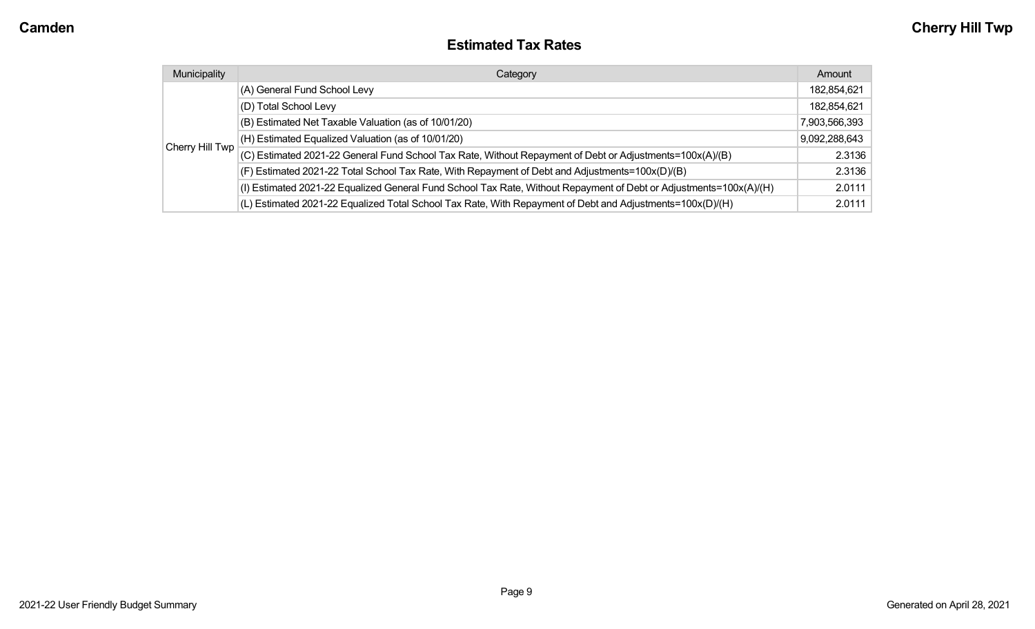## Estimated Tax Rates

| Municipality | Category | Amount |
| --- | --- | --- |
| Cherry Hill Twp | (A) General Fund School Levy | 182,854,621 |
| | (D) Total School Levy | 182,854,621 |
| | (B) Estimated Net Taxable Valuation (as of 10/01/20) | 7,903,566,393 |
| | (H) Estimated Equalized Valuation (as of 10/01/20) | 9,092,288,643 |
| | (C) Estimated 2021-22 General Fund School Tax Rate, Without Repayment of Debt or Adjustments=100x(A)/(B) | 2.3136 |
| | (F) Estimated 2021-22 Total School Tax Rate, With Repayment of Debt and Adjustments=100x(D)/(B) | 2.3136 |
| | (I) Estimated 2021-22 Equalized General Fund School Tax Rate, Without Repayment of Debt or Adjustments=100x(A)/(H) | 2.0111 |
| | (L) Estimated 2021-22 Equalized Total School Tax Rate, With Repayment of Debt and Adjustments=100x(D)/(H) | 2.0111 |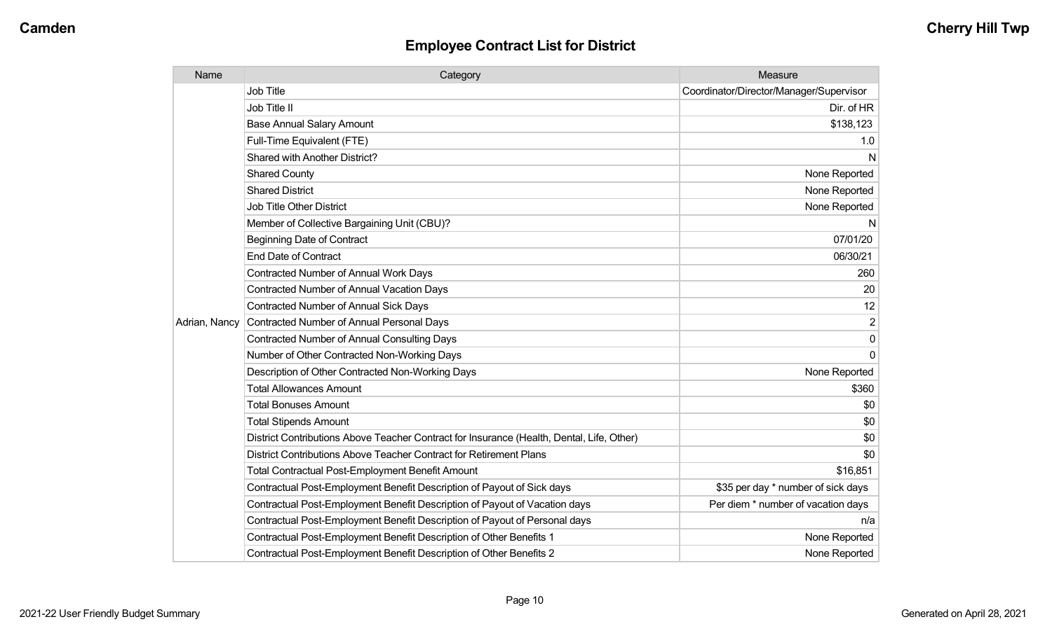## Employee Contract List for District

| Name | Category | Measure |
|---|---|---|
| Adrian, Nancy | Job Title | Coordinator/Director/Manager/Supervisor |
| | Job Title II | Dir. of HR |
| | Base Annual Salary Amount | $138,123 |
| | Full-Time Equivalent (FTE) | 1.0 |
| | Shared with Another District? | N |
| | Shared County | None Reported |
| | Shared District | None Reported |
| | Job Title Other District | None Reported |
| | Member of Collective Bargaining Unit (CBU)? | N |
| | Beginning Date of Contract | 07/01/20 |
| | End Date of Contract | 06/30/21 |
| | Contracted Number of Annual Work Days | 260 |
| | Contracted Number of Annual Vacation Days | 20 |
| | Contracted Number of Annual Sick Days | 12 |
| | Contracted Number of Annual Personal Days | 2 |
| | Contracted Number of Annual Consulting Days | 0 |
| | Number of Other Contracted Non-Working Days | 0 |
| | Description of Other Contracted Non-Working Days | None Reported |
| | Total Allowances Amount | $360 |
| | Total Bonuses Amount | $0 |
| | Total Stipends Amount | $0 |
| | District Contributions Above Teacher Contract for Insurance (Health, Dental, Life, Other) | $0 |
| | District Contributions Above Teacher Contract for Retirement Plans | $0 |
| | Total Contractual Post-Employment Benefit Amount | $16,851 |
| | Contractual Post-Employment Benefit Description of Payout of Sick days | $35 per day * number of sick days |
| | Contractual Post-Employment Benefit Description of Payout of Vacation days | Per diem * number of vacation days |
| | Contractual Post-Employment Benefit Description of Payout of Personal days | n/a |
| | Contractual Post-Employment Benefit Description of Other Benefits 1 | None Reported |
| | Contractual Post-Employment Benefit Description of Other Benefits 2 | None Reported |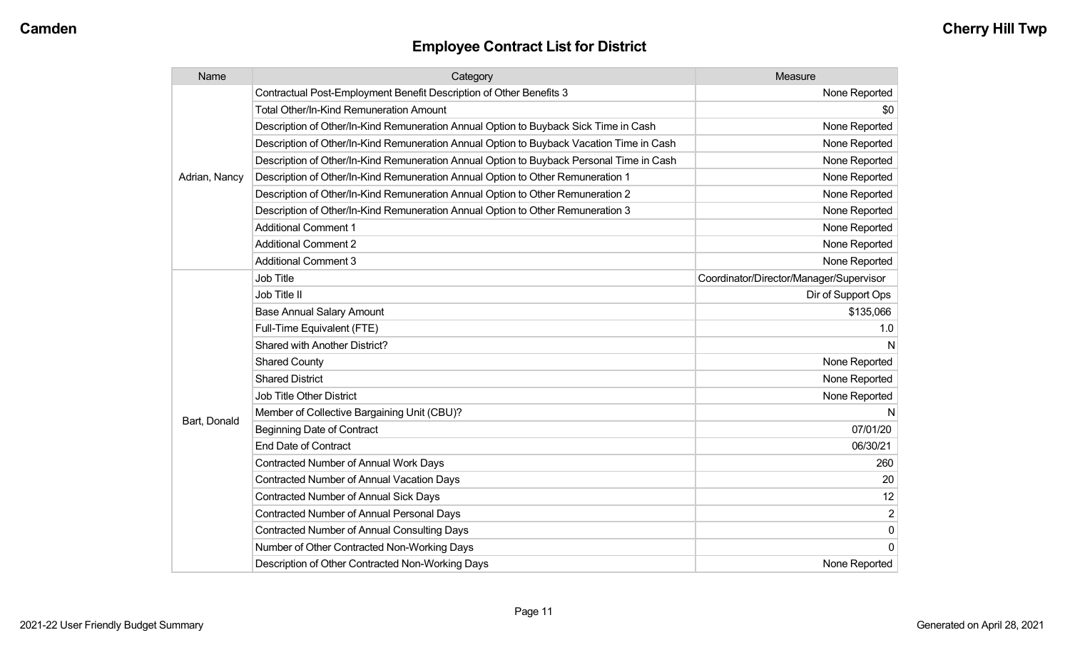## Employee Contract List for District

| Name | Category | Measure |
|---|---|---|
| Adrian, Nancy | Contractual Post-Employment Benefit Description of Other Benefits 3 | None Reported |
| | Total Other/In-Kind Remuneration Amount | $0 |
| | Description of Other/In-Kind Remuneration Annual Option to Buyback Sick Time in Cash | None Reported |
| | Description of Other/In-Kind Remuneration Annual Option to Buyback Vacation Time in Cash | None Reported |
| | Description of Other/In-Kind Remuneration Annual Option to Buyback Personal Time in Cash | None Reported |
| | Description of Other/In-Kind Remuneration Annual Option to Other Remuneration 1 | None Reported |
| | Description of Other/In-Kind Remuneration Annual Option to Other Remuneration 2 | None Reported |
| | Description of Other/In-Kind Remuneration Annual Option to Other Remuneration 3 | None Reported |
| | Additional Comment 1 | None Reported |
| | Additional Comment 2 | None Reported |
| | Additional Comment 3 | None Reported |
| Bart, Donald | Job Title | Coordinator/Director/Manager/Supervisor |
| | Job Title II | Dir of Support Ops |
| | Base Annual Salary Amount | $135,066 |
| | Full-Time Equivalent (FTE) | 1.0 |
| | Shared with Another District? | N |
| | Shared County | None Reported |
| | Shared District | None Reported |
| | Job Title Other District | None Reported |
| | Member of Collective Bargaining Unit (CBU)? | N |
| | Beginning Date of Contract | 07/01/20 |
| | End Date of Contract | 06/30/21 |
| | Contracted Number of Annual Work Days | 260 |
| | Contracted Number of Annual Vacation Days | 20 |
| | Contracted Number of Annual Sick Days | 12 |
| | Contracted Number of Annual Personal Days | 2 |
| | Contracted Number of Annual Consulting Days | 0 |
| | Number of Other Contracted Non-Working Days | 0 |
| | Description of Other Contracted Non-Working Days | None Reported |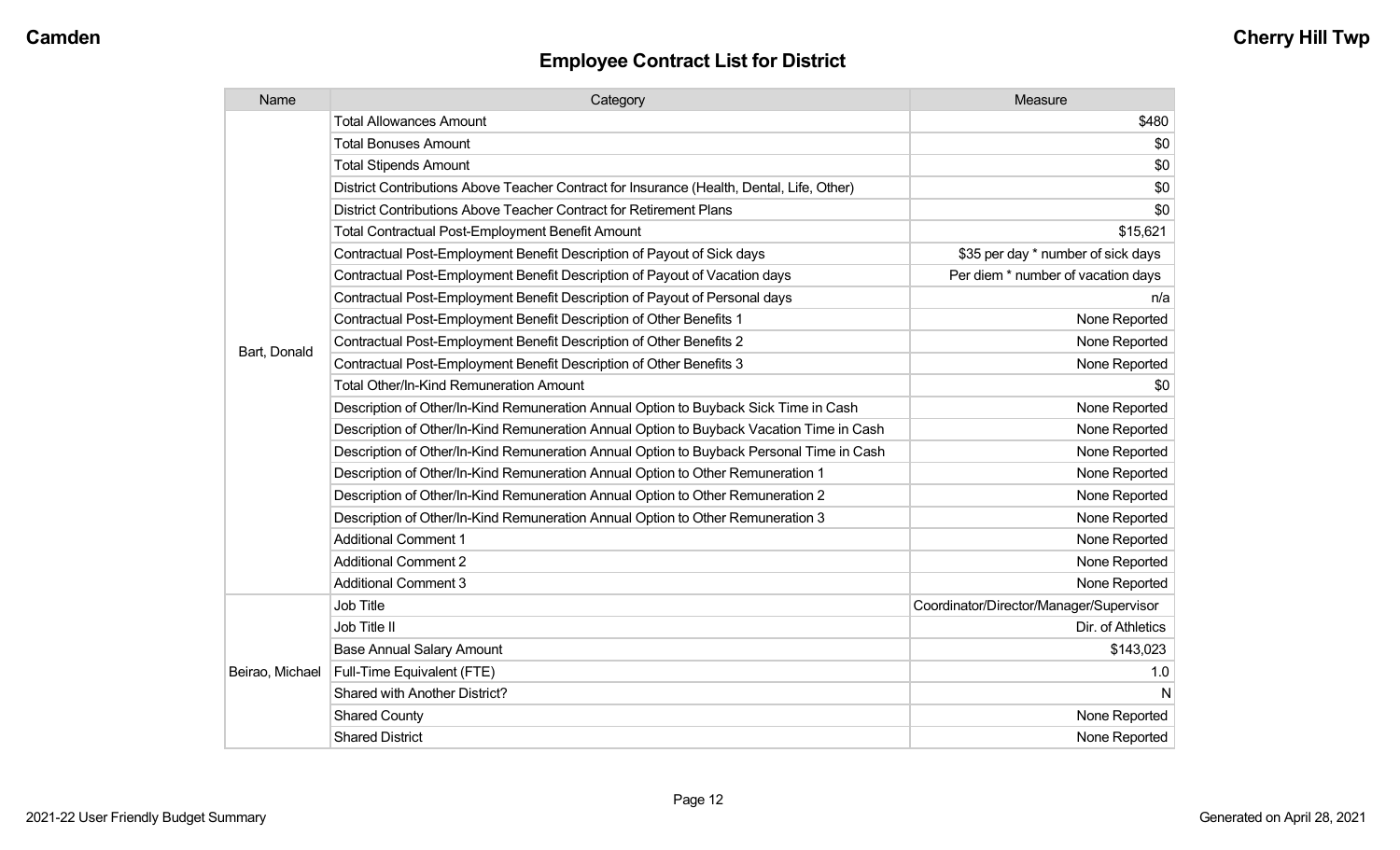## Employee Contract List for District

| Name | Category | Measure |
|---|---|---|
| Bart, Donald | Total Allowances Amount | $480 |
| | Total Bonuses Amount | $0 |
| | Total Stipends Amount | $0 |
| | District Contributions Above Teacher Contract for Insurance (Health, Dental, Life, Other) | $0 |
| | District Contributions Above Teacher Contract for Retirement Plans | $0 |
| | Total Contractual Post-Employment Benefit Amount | $15,621 |
| | Contractual Post-Employment Benefit Description of Payout of Sick days | $35 per day * number of sick days |
| | Contractual Post-Employment Benefit Description of Payout of Vacation days | Per diem * number of vacation days |
| | Contractual Post-Employment Benefit Description of Payout of Personal days | n/a |
| | Contractual Post-Employment Benefit Description of Other Benefits 1 | None Reported |
| | Contractual Post-Employment Benefit Description of Other Benefits 2 | None Reported |
| | Contractual Post-Employment Benefit Description of Other Benefits 3 | None Reported |
| | Total Other/In-Kind Remuneration Amount | $0 |
| | Description of Other/In-Kind Remuneration Annual Option to Buyback Sick Time in Cash | None Reported |
| | Description of Other/In-Kind Remuneration Annual Option to Buyback Vacation Time in Cash | None Reported |
| | Description of Other/In-Kind Remuneration Annual Option to Buyback Personal Time in Cash | None Reported |
| | Description of Other/In-Kind Remuneration Annual Option to Other Remuneration 1 | None Reported |
| | Description of Other/In-Kind Remuneration Annual Option to Other Remuneration 2 | None Reported |
| | Description of Other/In-Kind Remuneration Annual Option to Other Remuneration 3 | None Reported |
| | Additional Comment 1 | None Reported |
| | Additional Comment 2 | None Reported |
| | Additional Comment 3 | None Reported |
| Beirao, Michael | Job Title | Coordinator/Director/Manager/Supervisor |
| | Job Title II | Dir. of Athletics |
| | Base Annual Salary Amount | $143,023 |
| | Full-Time Equivalent (FTE) | 1.0 |
| | Shared with Another District? | N |
| | Shared County | None Reported |
| | Shared District | None Reported |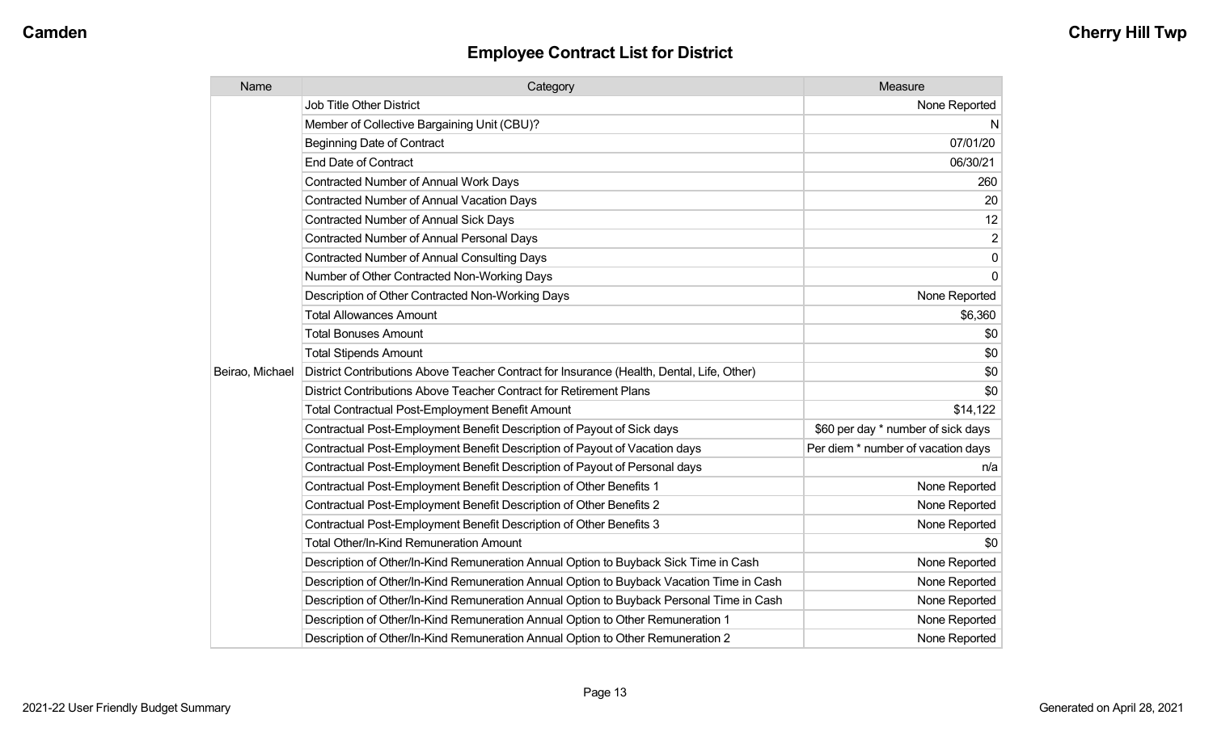## Employee Contract List for District

| Name | Category | Measure |
|---|---|---|
| Beirao, Michael | Job Title Other District | None Reported |
| | Member of Collective Bargaining Unit (CBU)? | N |
| | Beginning Date of Contract | 07/01/20 |
| | End Date of Contract | 06/30/21 |
| | Contracted Number of Annual Work Days | 260 |
| | Contracted Number of Annual Vacation Days | 20 |
| | Contracted Number of Annual Sick Days | 12 |
| | Contracted Number of Annual Personal Days | 2 |
| | Contracted Number of Annual Consulting Days | 0 |
| | Number of Other Contracted Non-Working Days | 0 |
| | Description of Other Contracted Non-Working Days | None Reported |
| | Total Allowances Amount | $6,360 |
| | Total Bonuses Amount | $0 |
| | Total Stipends Amount | $0 |
| | District Contributions Above Teacher Contract for Insurance (Health, Dental, Life, Other) | $0 |
| | District Contributions Above Teacher Contract for Retirement Plans | $0 |
| | Total Contractual Post-Employment Benefit Amount | $14,122 |
| | Contractual Post-Employment Benefit Description of Payout of Sick days | $60 per day * number of sick days |
| | Contractual Post-Employment Benefit Description of Payout of Vacation days | Per diem * number of vacation days |
| | Contractual Post-Employment Benefit Description of Payout of Personal days | n/a |
| | Contractual Post-Employment Benefit Description of Other Benefits 1 | None Reported |
| | Contractual Post-Employment Benefit Description of Other Benefits 2 | None Reported |
| | Contractual Post-Employment Benefit Description of Other Benefits 3 | None Reported |
| | Total Other/In-Kind Remuneration Amount | $0 |
| | Description of Other/In-Kind Remuneration Annual Option to Buyback Sick Time in Cash | None Reported |
| | Description of Other/In-Kind Remuneration Annual Option to Buyback Vacation Time in Cash | None Reported |
| | Description of Other/In-Kind Remuneration Annual Option to Buyback Personal Time in Cash | None Reported |
| | Description of Other/In-Kind Remuneration Annual Option to Other Remuneration 1 | None Reported |
| | Description of Other/In-Kind Remuneration Annual Option to Other Remuneration 2 | None Reported |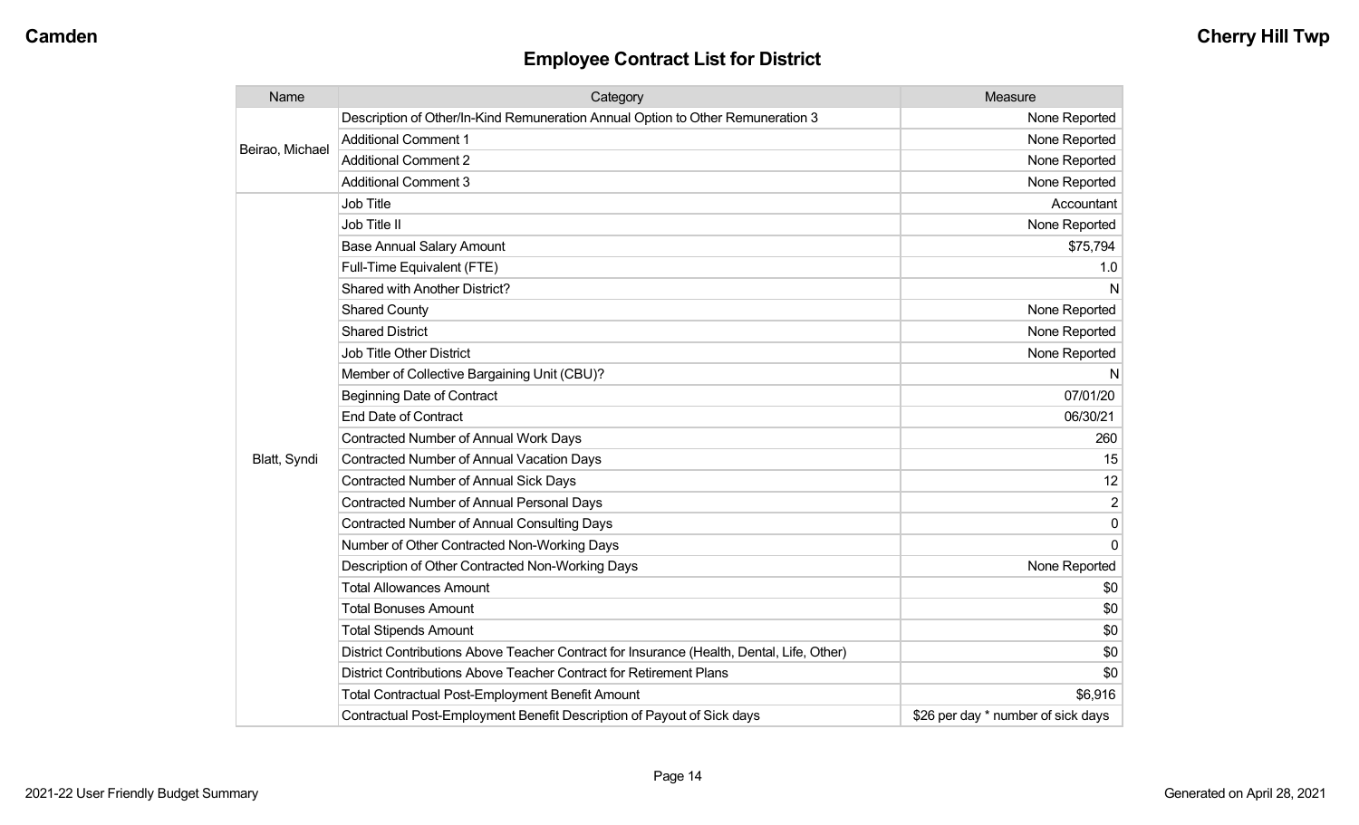## Employee Contract List for District

| Name | Category | Measure |
| --- | --- | --- |
| Beirao, Michael | Description of Other/In-Kind Remuneration Annual Option to Other Remuneration 3 | None Reported |
| | Additional Comment 1 | None Reported |
| | Additional Comment 2 | None Reported |
| | Additional Comment 3 | None Reported |
| Blatt, Syndi | Job Title | Accountant |
| | Job Title II | None Reported |
| | Base Annual Salary Amount | $75,794 |
| | Full-Time Equivalent (FTE) | 1.0 |
| | Shared with Another District? | N |
| | Shared County | None Reported |
| | Shared District | None Reported |
| | Job Title Other District | None Reported |
| | Member of Collective Bargaining Unit (CBU)? | N |
| | Beginning Date of Contract | 07/01/20 |
| | End Date of Contract | 06/30/21 |
| | Contracted Number of Annual Work Days | 260 |
| | Contracted Number of Annual Vacation Days | 15 |
| | Contracted Number of Annual Sick Days | 12 |
| | Contracted Number of Annual Personal Days | 2 |
| | Contracted Number of Annual Consulting Days | 0 |
| | Number of Other Contracted Non-Working Days | 0 |
| | Description of Other Contracted Non-Working Days | None Reported |
| | Total Allowances Amount | $0 |
| | Total Bonuses Amount | $0 |
| | Total Stipends Amount | $0 |
| | District Contributions Above Teacher Contract for Insurance (Health, Dental, Life, Other) | $0 |
| | District Contributions Above Teacher Contract for Retirement Plans | $0 |
| | Total Contractual Post-Employment Benefit Amount | $6,916 |
| | Contractual Post-Employment Benefit Description of Payout of Sick days | $26 per day * number of sick days |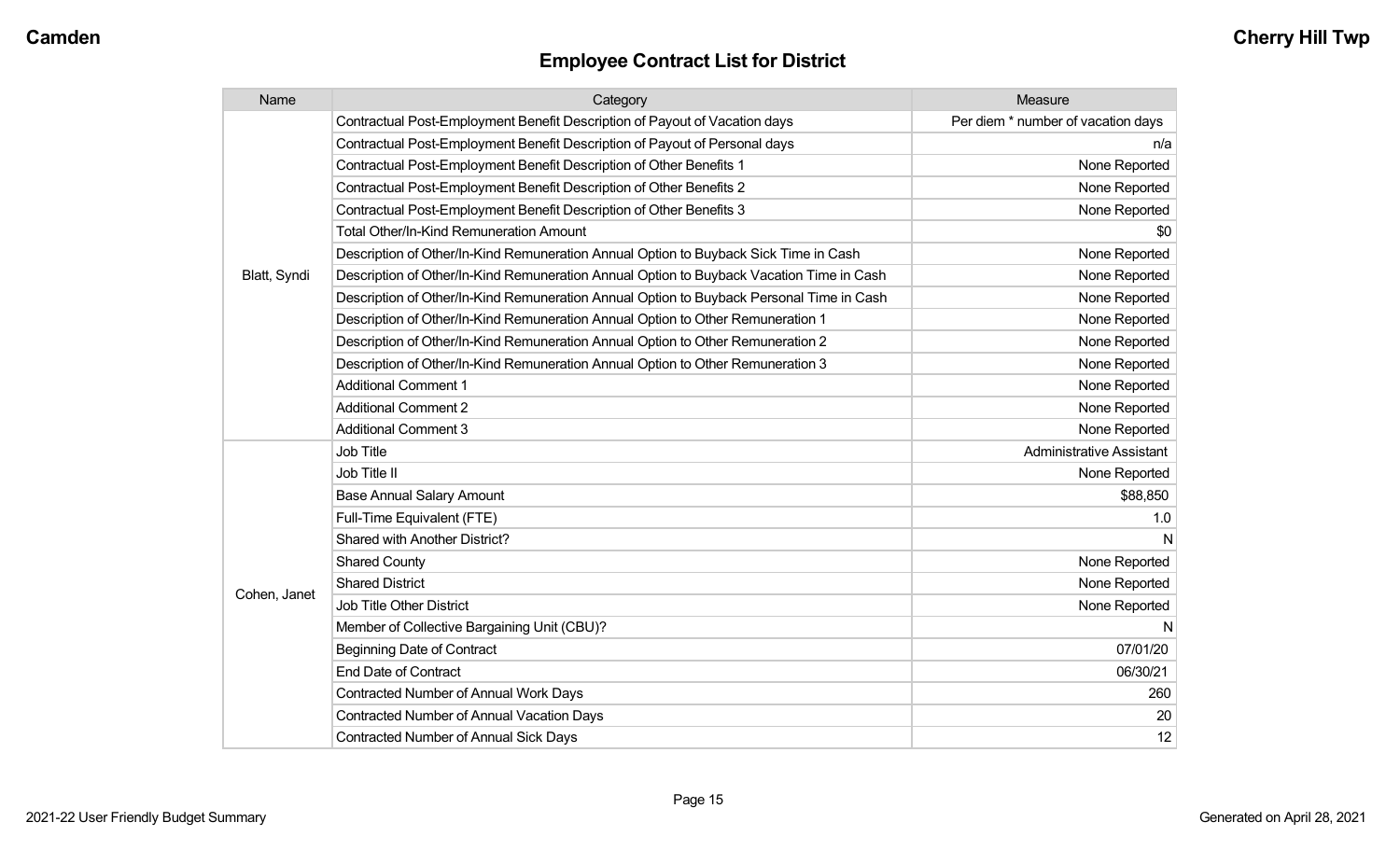## Employee Contract List for District

| Name | Category | Measure |
|---|---|---|
| Blatt, Syndi | Contractual Post-Employment Benefit Description of Payout of Vacation days | Per diem * number of vacation days |
| | Contractual Post-Employment Benefit Description of Payout of Personal days | n/a |
| | Contractual Post-Employment Benefit Description of Other Benefits 1 | None Reported |
| | Contractual Post-Employment Benefit Description of Other Benefits 2 | None Reported |
| | Contractual Post-Employment Benefit Description of Other Benefits 3 | None Reported |
| | Total Other/In-Kind Remuneration Amount | $0 |
| | Description of Other/In-Kind Remuneration Annual Option to Buyback Sick Time in Cash | None Reported |
| | Description of Other/In-Kind Remuneration Annual Option to Buyback Vacation Time in Cash | None Reported |
| | Description of Other/In-Kind Remuneration Annual Option to Buyback Personal Time in Cash | None Reported |
| | Description of Other/In-Kind Remuneration Annual Option to Other Remuneration 1 | None Reported |
| | Description of Other/In-Kind Remuneration Annual Option to Other Remuneration 2 | None Reported |
| | Description of Other/In-Kind Remuneration Annual Option to Other Remuneration 3 | None Reported |
| | Additional Comment 1 | None Reported |
| | Additional Comment 2 | None Reported |
| | Additional Comment 3 | None Reported |
| Cohen, Janet | Job Title | Administrative Assistant |
| | Job Title II | None Reported |
| | Base Annual Salary Amount | $88,850 |
| | Full-Time Equivalent (FTE) | 1.0 |
| | Shared with Another District? | N |
| | Shared County | None Reported |
| | Shared District | None Reported |
| | Job Title Other District | None Reported |
| | Member of Collective Bargaining Unit (CBU)? | N |
| | Beginning Date of Contract | 07/01/20 |
| | End Date of Contract | 06/30/21 |
| | Contracted Number of Annual Work Days | 260 |
| | Contracted Number of Annual Vacation Days | 20 |
| | Contracted Number of Annual Sick Days | 12 |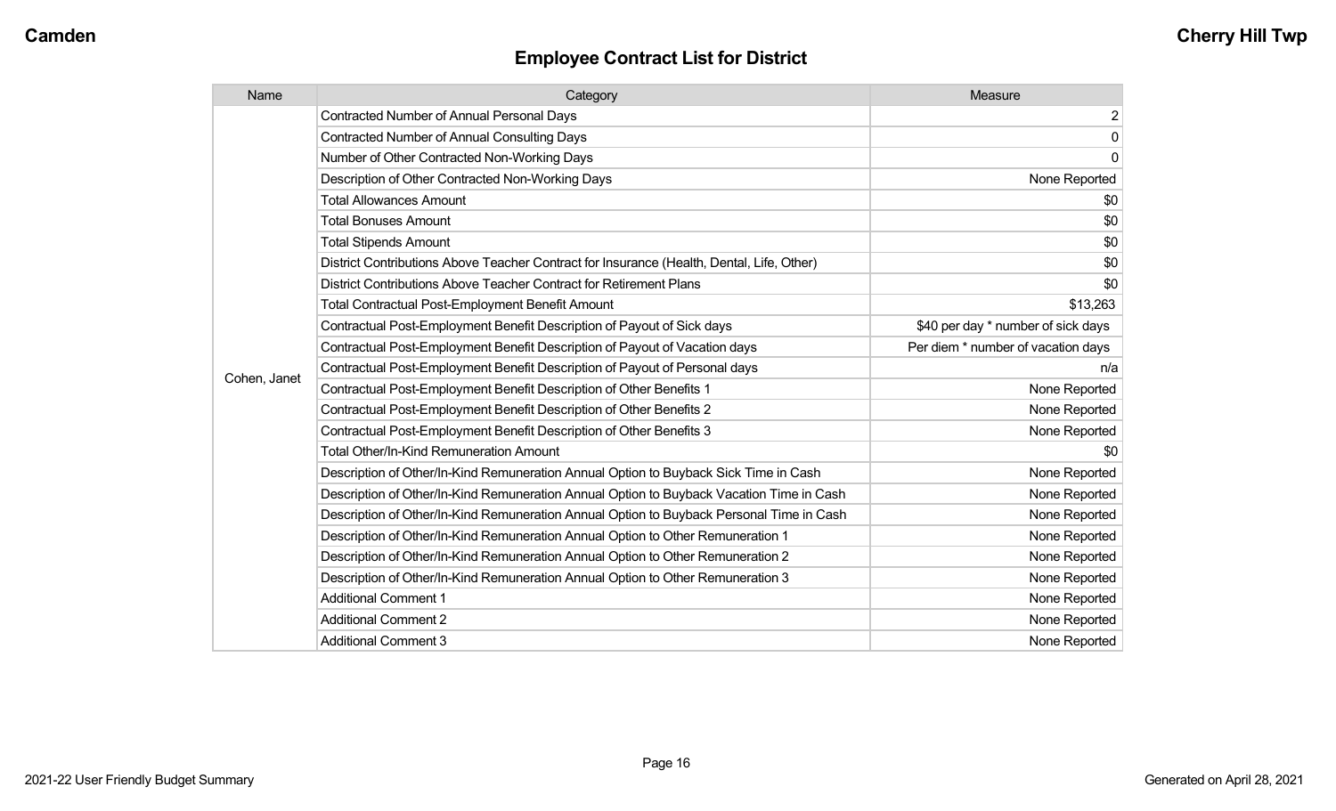## Employee Contract List for District

| Name | Category | Measure |
|---|---|---|
| Cohen, Janet | Contracted Number of Annual Personal Days | 2 |
| | Contracted Number of Annual Consulting Days | 0 |
| | Number of Other Contracted Non-Working Days | 0 |
| | Description of Other Contracted Non-Working Days | None Reported |
| | Total Allowances Amount | $0 |
| | Total Bonuses Amount | $0 |
| | Total Stipends Amount | $0 |
| | District Contributions Above Teacher Contract for Insurance (Health, Dental, Life, Other) | $0 |
| | District Contributions Above Teacher Contract for Retirement Plans | $0 |
| | Total Contractual Post-Employment Benefit Amount | $13,263 |
| | Contractual Post-Employment Benefit Description of Payout of Sick days | $40 per day * number of sick days |
| | Contractual Post-Employment Benefit Description of Payout of Vacation days | Per diem * number of vacation days |
| | Contractual Post-Employment Benefit Description of Payout of Personal days | n/a |
| | Contractual Post-Employment Benefit Description of Other Benefits 1 | None Reported |
| | Contractual Post-Employment Benefit Description of Other Benefits 2 | None Reported |
| | Contractual Post-Employment Benefit Description of Other Benefits 3 | None Reported |
| | Total Other/In-Kind Remuneration Amount | $0 |
| | Description of Other/In-Kind Remuneration Annual Option to Buyback Sick Time in Cash | None Reported |
| | Description of Other/In-Kind Remuneration Annual Option to Buyback Vacation Time in Cash | None Reported |
| | Description of Other/In-Kind Remuneration Annual Option to Buyback Personal Time in Cash | None Reported |
| | Description of Other/In-Kind Remuneration Annual Option to Other Remuneration 1 | None Reported |
| | Description of Other/In-Kind Remuneration Annual Option to Other Remuneration 2 | None Reported |
| | Description of Other/In-Kind Remuneration Annual Option to Other Remuneration 3 | None Reported |
| | Additional Comment 1 | None Reported |
| | Additional Comment 2 | None Reported |
| | Additional Comment 3 | None Reported |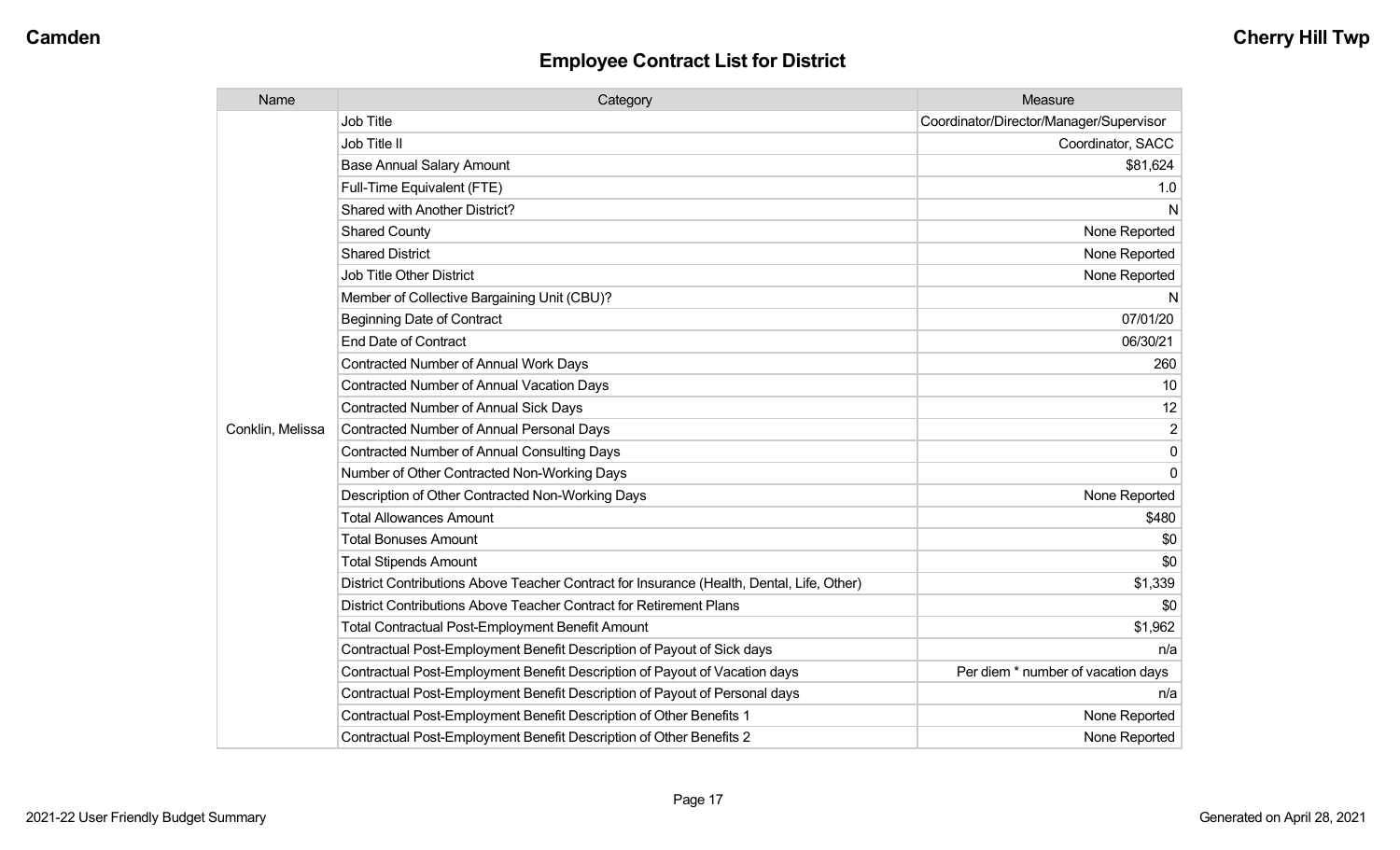## Employee Contract List for District

| Name | Category | Measure |
|---|---|---|
| Conklin, Melissa | Job Title | Coordinator/Director/Manager/Supervisor |
| | Job Title II | Coordinator, SACC |
| | Base Annual Salary Amount | $81,624 |
| | Full-Time Equivalent (FTE) | 1.0 |
| | Shared with Another District? | N |
| | Shared County | None Reported |
| | Shared District | None Reported |
| | Job Title Other District | None Reported |
| | Member of Collective Bargaining Unit (CBU)? | N |
| | Beginning Date of Contract | 07/01/20 |
| | End Date of Contract | 06/30/21 |
| | Contracted Number of Annual Work Days | 260 |
| | Contracted Number of Annual Vacation Days | 10 |
| | Contracted Number of Annual Sick Days | 12 |
| | Contracted Number of Annual Personal Days | 2 |
| | Contracted Number of Annual Consulting Days | 0 |
| | Number of Other Contracted Non-Working Days | 0 |
| | Description of Other Contracted Non-Working Days | None Reported |
| | Total Allowances Amount | $480 |
| | Total Bonuses Amount | $0 |
| | Total Stipends Amount | $0 |
| | District Contributions Above Teacher Contract for Insurance (Health, Dental, Life, Other) | $1,339 |
| | District Contributions Above Teacher Contract for Retirement Plans | $0 |
| | Total Contractual Post-Employment Benefit Amount | $1,962 |
| | Contractual Post-Employment Benefit Description of Payout of Sick days | n/a |
| | Contractual Post-Employment Benefit Description of Payout of Vacation days | Per diem * number of vacation days |
| | Contractual Post-Employment Benefit Description of Payout of Personal days | n/a |
| | Contractual Post-Employment Benefit Description of Other Benefits 1 | None Reported |
| | Contractual Post-Employment Benefit Description of Other Benefits 2 | None Reported |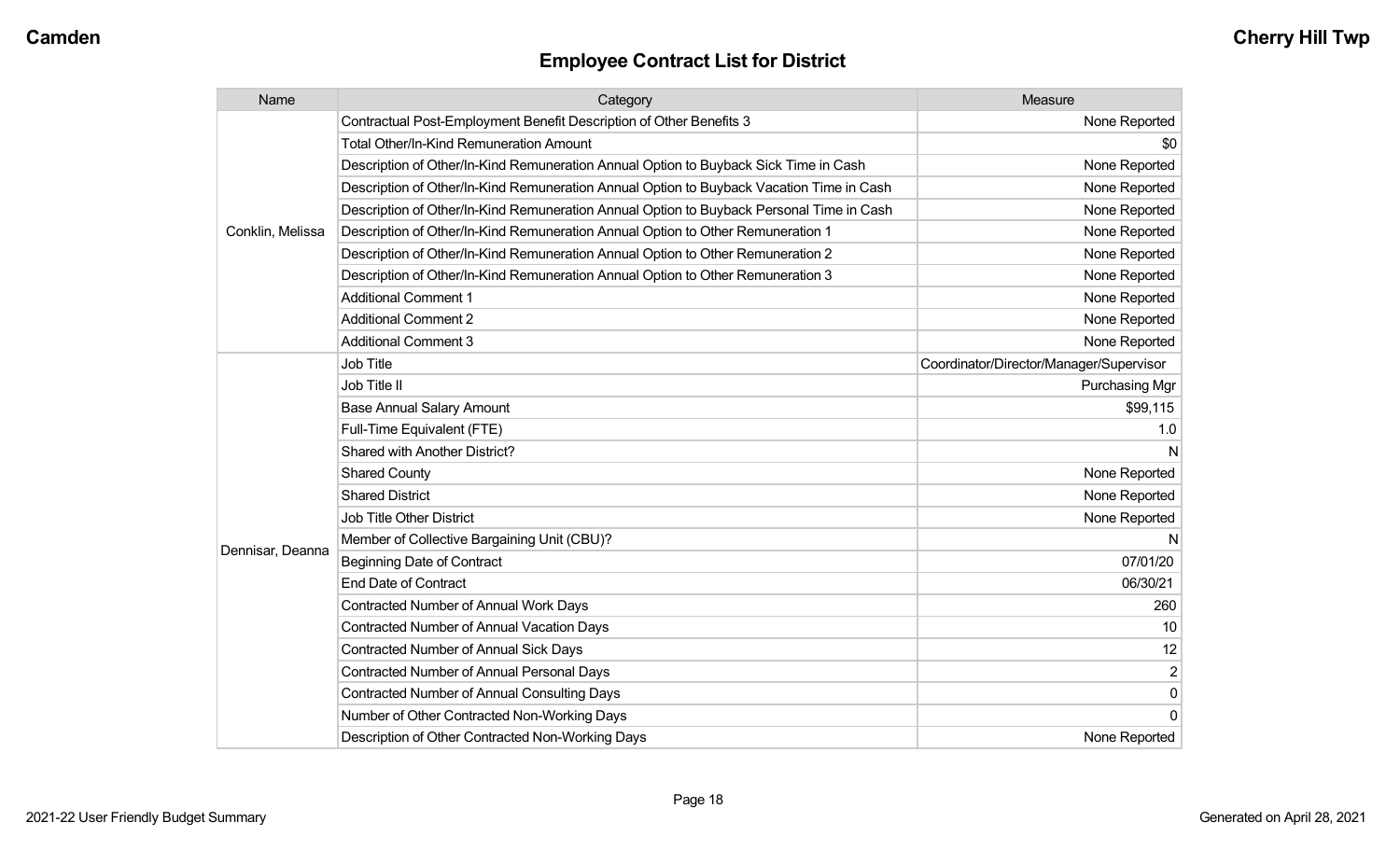## Employee Contract List for District

| Name | Category | Measure |
|---|---|---|
| Conklin, Melissa | Contractual Post-Employment Benefit Description of Other Benefits 3 | None Reported |
| | Total Other/In-Kind Remuneration Amount | $0 |
| | Description of Other/In-Kind Remuneration Annual Option to Buyback Sick Time in Cash | None Reported |
| | Description of Other/In-Kind Remuneration Annual Option to Buyback Vacation Time in Cash | None Reported |
| | Description of Other/In-Kind Remuneration Annual Option to Buyback Personal Time in Cash | None Reported |
| | Description of Other/In-Kind Remuneration Annual Option to Other Remuneration 1 | None Reported |
| | Description of Other/In-Kind Remuneration Annual Option to Other Remuneration 2 | None Reported |
| | Description of Other/In-Kind Remuneration Annual Option to Other Remuneration 3 | None Reported |
| | Additional Comment 1 | None Reported |
| | Additional Comment 2 | None Reported |
| | Additional Comment 3 | None Reported |
| Dennisar, Deanna | Job Title | Coordinator/Director/Manager/Supervisor |
| | Job Title II | Purchasing Mgr |
| | Base Annual Salary Amount | $99,115 |
| | Full-Time Equivalent (FTE) | 1.0 |
| | Shared with Another District? | N |
| | Shared County | None Reported |
| | Shared District | None Reported |
| | Job Title Other District | None Reported |
| | Member of Collective Bargaining Unit (CBU)? | N |
| | Beginning Date of Contract | 07/01/20 |
| | End Date of Contract | 06/30/21 |
| | Contracted Number of Annual Work Days | 260 |
| | Contracted Number of Annual Vacation Days | 10 |
| | Contracted Number of Annual Sick Days | 12 |
| | Contracted Number of Annual Personal Days | 2 |
| | Contracted Number of Annual Consulting Days | 0 |
| | Number of Other Contracted Non-Working Days | 0 |
| | Description of Other Contracted Non-Working Days | None Reported |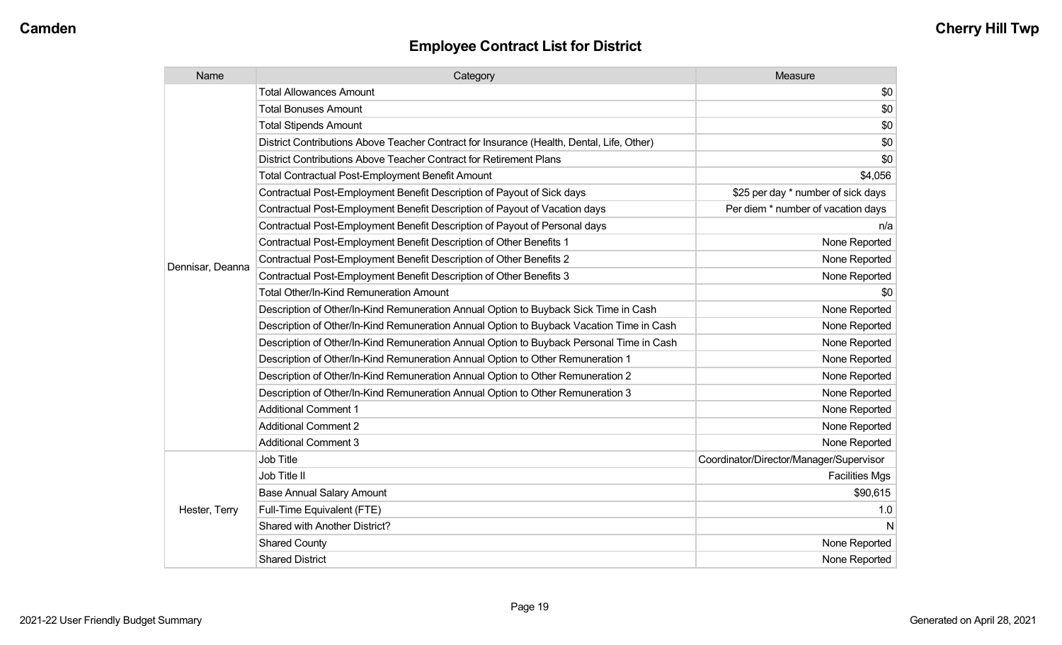## Employee Contract List for District

| Name | Category | Measure |
|---|---|---|
| Dennisar, Deanna | Total Allowances Amount | $0 |
| | Total Bonuses Amount | $0 |
| | Total Stipends Amount | $0 |
| | District Contributions Above Teacher Contract for Insurance (Health, Dental, Life, Other) | $0 |
| | District Contributions Above Teacher Contract for Retirement Plans | $0 |
| | Total Contractual Post-Employment Benefit Amount | $4,056 |
| | Contractual Post-Employment Benefit Description of Payout of Sick days | $25 per day * number of sick days |
| | Contractual Post-Employment Benefit Description of Payout of Vacation days | Per diem * number of vacation days |
| | Contractual Post-Employment Benefit Description of Payout of Personal days | n/a |
| | Contractual Post-Employment Benefit Description of Other Benefits 1 | None Reported |
| | Contractual Post-Employment Benefit Description of Other Benefits 2 | None Reported |
| | Contractual Post-Employment Benefit Description of Other Benefits 3 | None Reported |
| | Total Other/In-Kind Remuneration Amount | $0 |
| | Description of Other/In-Kind Remuneration Annual Option to Buyback Sick Time in Cash | None Reported |
| | Description of Other/In-Kind Remuneration Annual Option to Buyback Vacation Time in Cash | None Reported |
| | Description of Other/In-Kind Remuneration Annual Option to Buyback Personal Time in Cash | None Reported |
| | Description of Other/In-Kind Remuneration Annual Option to Other Remuneration 1 | None Reported |
| | Description of Other/In-Kind Remuneration Annual Option to Other Remuneration 2 | None Reported |
| | Description of Other/In-Kind Remuneration Annual Option to Other Remuneration 3 | None Reported |
| | Additional Comment 1 | None Reported |
| | Additional Comment 2 | None Reported |
| | Additional Comment 3 | None Reported |
| Hester, Terry | Job Title | Coordinator/Director/Manager/Supervisor |
| | Job Title II | Facilities Mgs |
| | Base Annual Salary Amount | $90,615 |
| | Full-Time Equivalent (FTE) | 1.0 |
| | Shared with Another District? | N |
| | Shared County | None Reported |
| | Shared District | None Reported |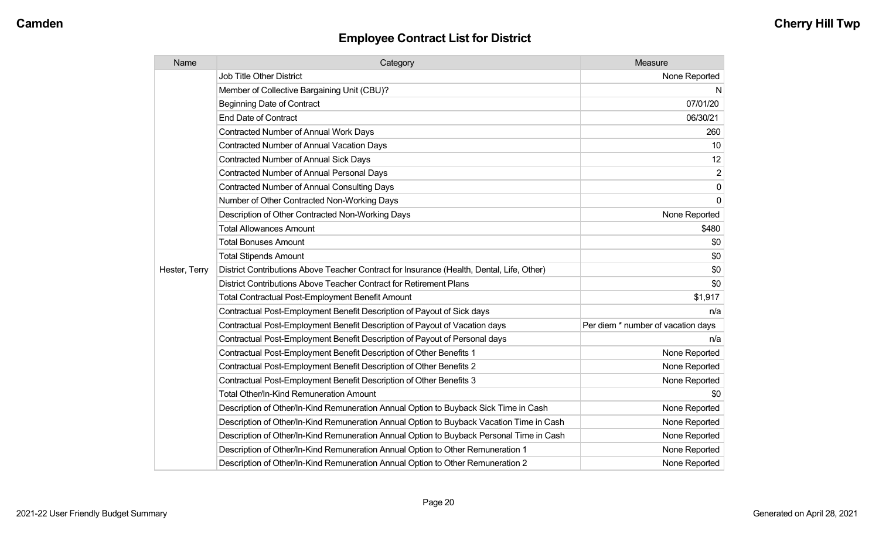## Employee Contract List for District

| Name | Category | Measure |
| --- | --- | --- |
| Hester, Terry | Job Title Other District | None Reported |
| | Member of Collective Bargaining Unit (CBU)? | N |
| | Beginning Date of Contract | 07/01/20 |
| | End Date of Contract | 06/30/21 |
| | Contracted Number of Annual Work Days | 260 |
| | Contracted Number of Annual Vacation Days | 10 |
| | Contracted Number of Annual Sick Days | 12 |
| | Contracted Number of Annual Personal Days | 2 |
| | Contracted Number of Annual Consulting Days | 0 |
| | Number of Other Contracted Non-Working Days | 0 |
| | Description of Other Contracted Non-Working Days | None Reported |
| | Total Allowances Amount | $480 |
| | Total Bonuses Amount | $0 |
| | Total Stipends Amount | $0 |
| | District Contributions Above Teacher Contract for Insurance (Health, Dental, Life, Other) | $0 |
| | District Contributions Above Teacher Contract for Retirement Plans | $0 |
| | Total Contractual Post-Employment Benefit Amount | $1,917 |
| | Contractual Post-Employment Benefit Description of Payout of Sick days | n/a |
| | Contractual Post-Employment Benefit Description of Payout of Vacation days | Per diem * number of vacation days |
| | Contractual Post-Employment Benefit Description of Payout of Personal days | n/a |
| | Contractual Post-Employment Benefit Description of Other Benefits 1 | None Reported |
| | Contractual Post-Employment Benefit Description of Other Benefits 2 | None Reported |
| | Contractual Post-Employment Benefit Description of Other Benefits 3 | None Reported |
| | Total Other/In-Kind Remuneration Amount | $0 |
| | Description of Other/In-Kind Remuneration Annual Option to Buyback Sick Time in Cash | None Reported |
| | Description of Other/In-Kind Remuneration Annual Option to Buyback Vacation Time in Cash | None Reported |
| | Description of Other/In-Kind Remuneration Annual Option to Buyback Personal Time in Cash | None Reported |
| | Description of Other/In-Kind Remuneration Annual Option to Other Remuneration 1 | None Reported |
| | Description of Other/In-Kind Remuneration Annual Option to Other Remuneration 2 | None Reported |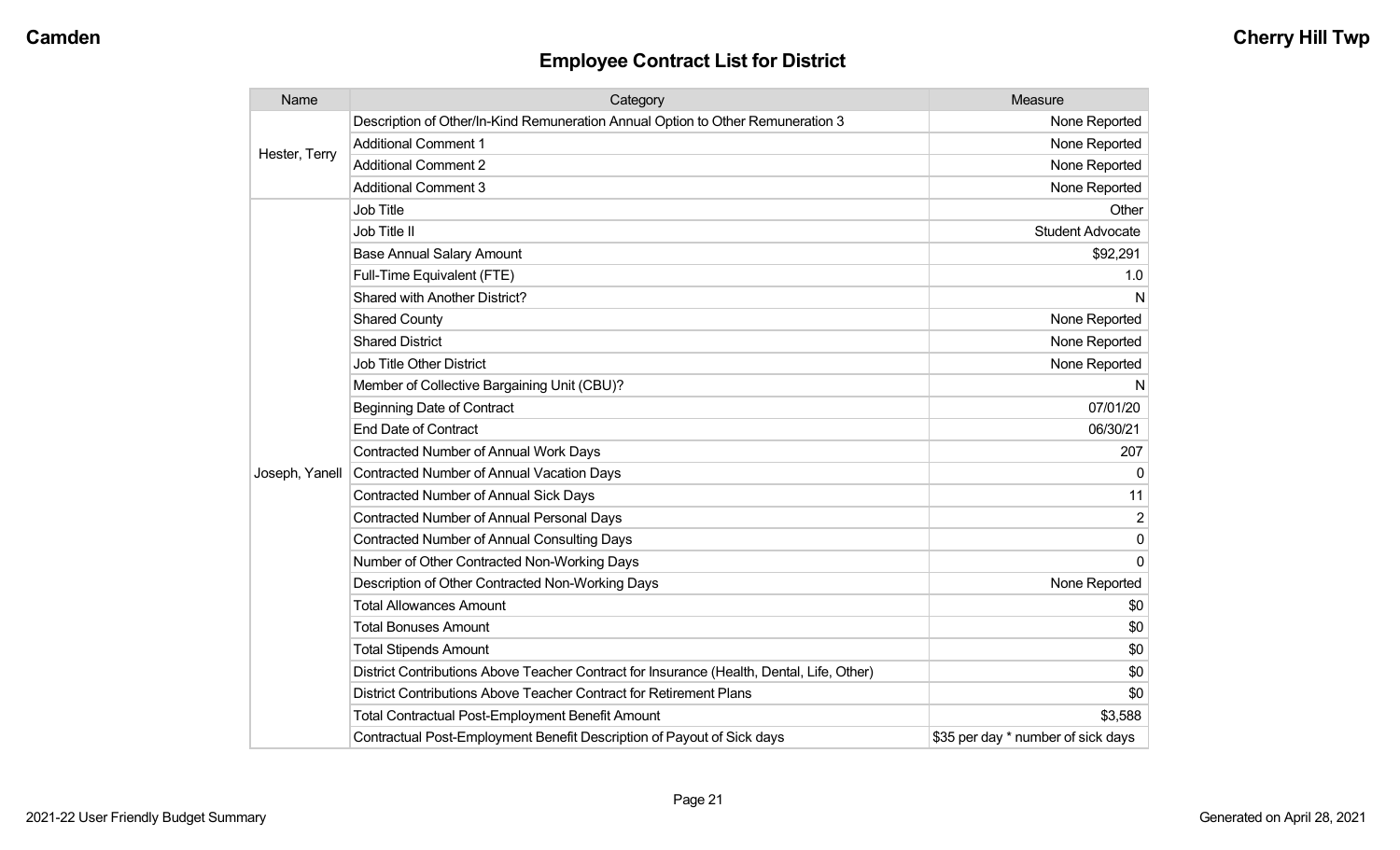## Employee Contract List for District

| Name | Category | Measure |
|---|---|---|
| Hester, Terry | Description of Other/In-Kind Remuneration Annual Option to Other Remuneration 3 | None Reported |
| | Additional Comment 1 | None Reported |
| | Additional Comment 2 | None Reported |
| | Additional Comment 3 | None Reported |
| Joseph, Yanell | Job Title | Other |
| | Job Title II | Student Advocate |
| | Base Annual Salary Amount | $92,291 |
| | Full-Time Equivalent (FTE) | 1.0 |
| | Shared with Another District? | N |
| | Shared County | None Reported |
| | Shared District | None Reported |
| | Job Title Other District | None Reported |
| | Member of Collective Bargaining Unit (CBU)? | N |
| | Beginning Date of Contract | 07/01/20 |
| | End Date of Contract | 06/30/21 |
| | Contracted Number of Annual Work Days | 207 |
| | Contracted Number of Annual Vacation Days | 0 |
| | Contracted Number of Annual Sick Days | 11 |
| | Contracted Number of Annual Personal Days | 2 |
| | Contracted Number of Annual Consulting Days | 0 |
| | Number of Other Contracted Non-Working Days | 0 |
| | Description of Other Contracted Non-Working Days | None Reported |
| | Total Allowances Amount | $0 |
| | Total Bonuses Amount | $0 |
| | Total Stipends Amount | $0 |
| | District Contributions Above Teacher Contract for Insurance (Health, Dental, Life, Other) | $0 |
| | District Contributions Above Teacher Contract for Retirement Plans | $0 |
| | Total Contractual Post-Employment Benefit Amount | $3,588 |
| | Contractual Post-Employment Benefit Description of Payout of Sick days | $35 per day * number of sick days |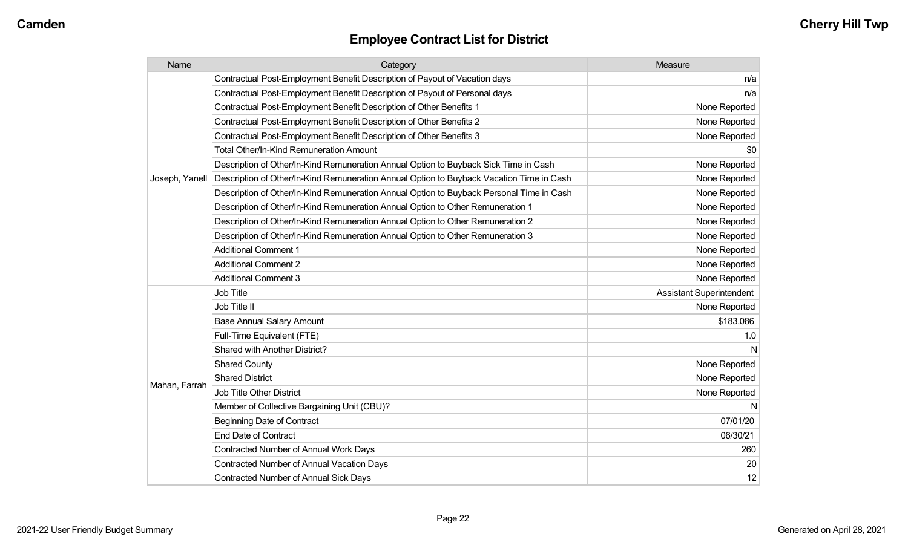## Employee Contract List for District

| Name | Category | Measure |
|---|---|---|
| Joseph, Yanell | Contractual Post-Employment Benefit Description of Payout of Vacation days | n/a |
| | Contractual Post-Employment Benefit Description of Payout of Personal days | n/a |
| | Contractual Post-Employment Benefit Description of Other Benefits 1 | None Reported |
| | Contractual Post-Employment Benefit Description of Other Benefits 2 | None Reported |
| | Contractual Post-Employment Benefit Description of Other Benefits 3 | None Reported |
| | Total Other/In-Kind Remuneration Amount | $0 |
| | Description of Other/In-Kind Remuneration Annual Option to Buyback Sick Time in Cash | None Reported |
| | Description of Other/In-Kind Remuneration Annual Option to Buyback Vacation Time in Cash | None Reported |
| | Description of Other/In-Kind Remuneration Annual Option to Buyback Personal Time in Cash | None Reported |
| | Description of Other/In-Kind Remuneration Annual Option to Other Remuneration 1 | None Reported |
| | Description of Other/In-Kind Remuneration Annual Option to Other Remuneration 2 | None Reported |
| | Description of Other/In-Kind Remuneration Annual Option to Other Remuneration 3 | None Reported |
| | Additional Comment 1 | None Reported |
| | Additional Comment 2 | None Reported |
| | Additional Comment 3 | None Reported |
| Mahan, Farrah | Job Title | Assistant Superintendent |
| | Job Title II | None Reported |
| | Base Annual Salary Amount | $183,086 |
| | Full-Time Equivalent (FTE) | 1.0 |
| | Shared with Another District? | N |
| | Shared County | None Reported |
| | Shared District | None Reported |
| | Job Title Other District | None Reported |
| | Member of Collective Bargaining Unit (CBU)? | N |
| | Beginning Date of Contract | 07/01/20 |
| | End Date of Contract | 06/30/21 |
| | Contracted Number of Annual Work Days | 260 |
| | Contracted Number of Annual Vacation Days | 20 |
| | Contracted Number of Annual Sick Days | 12 |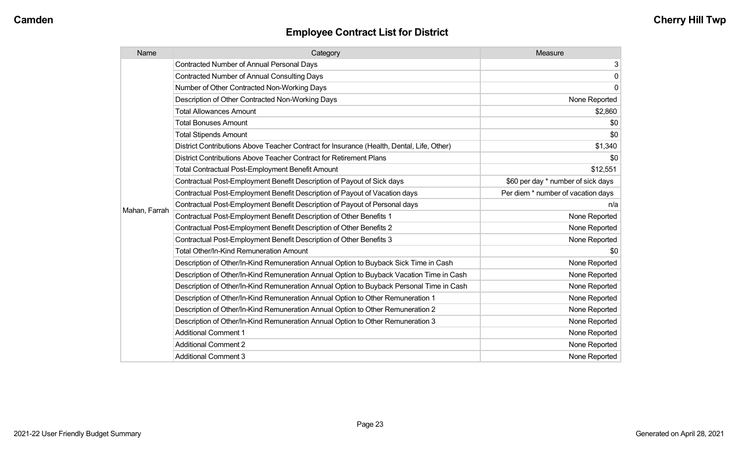## Employee Contract List for District

| Name | Category | Measure |
|---|---|---|
| Mahan, Farrah | Contracted Number of Annual Personal Days | 3 |
| | Contracted Number of Annual Consulting Days | 0 |
| | Number of Other Contracted Non-Working Days | 0 |
| | Description of Other Contracted Non-Working Days | None Reported |
| | Total Allowances Amount | $2,860 |
| | Total Bonuses Amount | $0 |
| | Total Stipends Amount | $0 |
| | District Contributions Above Teacher Contract for Insurance (Health, Dental, Life, Other) | $1,340 |
| | District Contributions Above Teacher Contract for Retirement Plans | $0 |
| | Total Contractual Post-Employment Benefit Amount | $12,551 |
| | Contractual Post-Employment Benefit Description of Payout of Sick days | $60 per day * number of sick days |
| | Contractual Post-Employment Benefit Description of Payout of Vacation days | Per diem * number of vacation days |
| | Contractual Post-Employment Benefit Description of Payout of Personal days | n/a |
| | Contractual Post-Employment Benefit Description of Other Benefits 1 | None Reported |
| | Contractual Post-Employment Benefit Description of Other Benefits 2 | None Reported |
| | Contractual Post-Employment Benefit Description of Other Benefits 3 | None Reported |
| | Total Other/In-Kind Remuneration Amount | $0 |
| | Description of Other/In-Kind Remuneration Annual Option to Buyback Sick Time in Cash | None Reported |
| | Description of Other/In-Kind Remuneration Annual Option to Buyback Vacation Time in Cash | None Reported |
| | Description of Other/In-Kind Remuneration Annual Option to Buyback Personal Time in Cash | None Reported |
| | Description of Other/In-Kind Remuneration Annual Option to Other Remuneration 1 | None Reported |
| | Description of Other/In-Kind Remuneration Annual Option to Other Remuneration 2 | None Reported |
| | Description of Other/In-Kind Remuneration Annual Option to Other Remuneration 3 | None Reported |
| | Additional Comment 1 | None Reported |
| | Additional Comment 2 | None Reported |
| | Additional Comment 3 | None Reported |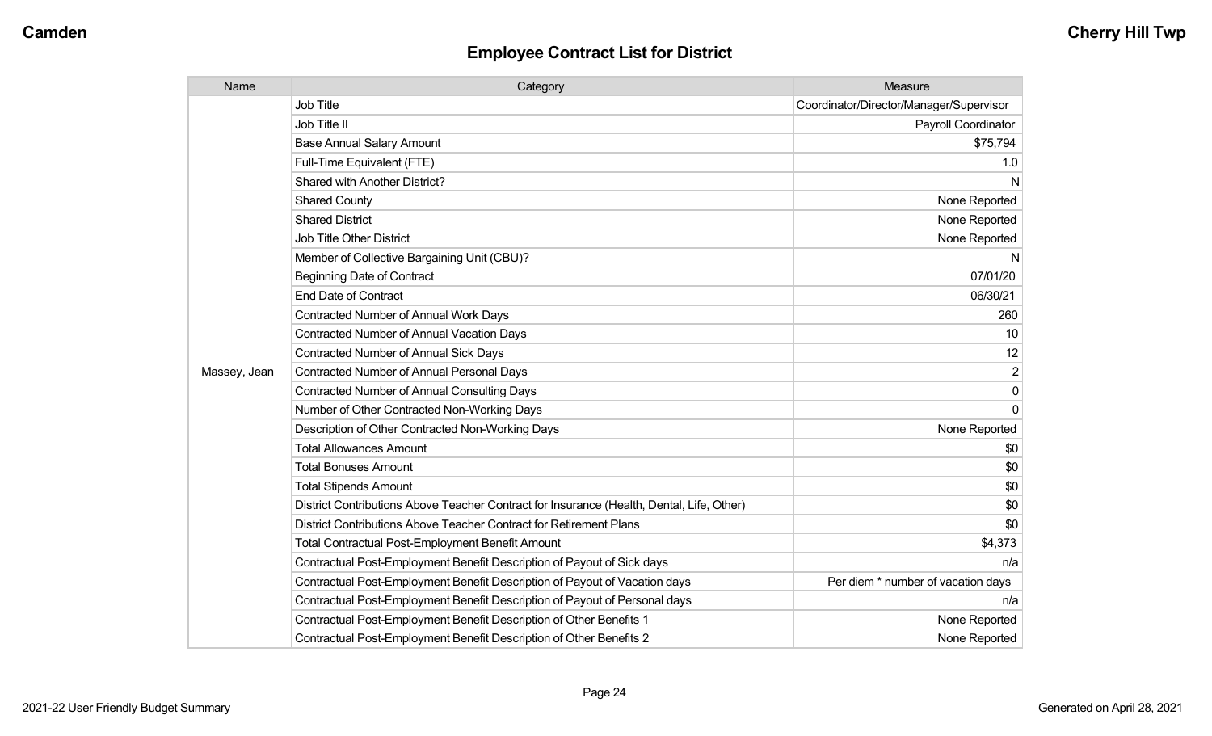## Employee Contract List for District

| Name | Category | Measure |
|---|---|---|
| Massey, Jean | Job Title | Coordinator/Director/Manager/Supervisor |
| | Job Title II | Payroll Coordinator |
| | Base Annual Salary Amount | $75,794 |
| | Full-Time Equivalent (FTE) | 1.0 |
| | Shared with Another District? | N |
| | Shared County | None Reported |
| | Shared District | None Reported |
| | Job Title Other District | None Reported |
| | Member of Collective Bargaining Unit (CBU)? | N |
| | Beginning Date of Contract | 07/01/20 |
| | End Date of Contract | 06/30/21 |
| | Contracted Number of Annual Work Days | 260 |
| | Contracted Number of Annual Vacation Days | 10 |
| | Contracted Number of Annual Sick Days | 12 |
| | Contracted Number of Annual Personal Days | 2 |
| | Contracted Number of Annual Consulting Days | 0 |
| | Number of Other Contracted Non-Working Days | 0 |
| | Description of Other Contracted Non-Working Days | None Reported |
| | Total Allowances Amount | $0 |
| | Total Bonuses Amount | $0 |
| | Total Stipends Amount | $0 |
| | District Contributions Above Teacher Contract for Insurance (Health, Dental, Life, Other) | $0 |
| | District Contributions Above Teacher Contract for Retirement Plans | $0 |
| | Total Contractual Post-Employment Benefit Amount | $4,373 |
| | Contractual Post-Employment Benefit Description of Payout of Sick days | n/a |
| | Contractual Post-Employment Benefit Description of Payout of Vacation days | Per diem * number of vacation days |
| | Contractual Post-Employment Benefit Description of Payout of Personal days | n/a |
| | Contractual Post-Employment Benefit Description of Other Benefits 1 | None Reported |
| | Contractual Post-Employment Benefit Description of Other Benefits 2 | None Reported |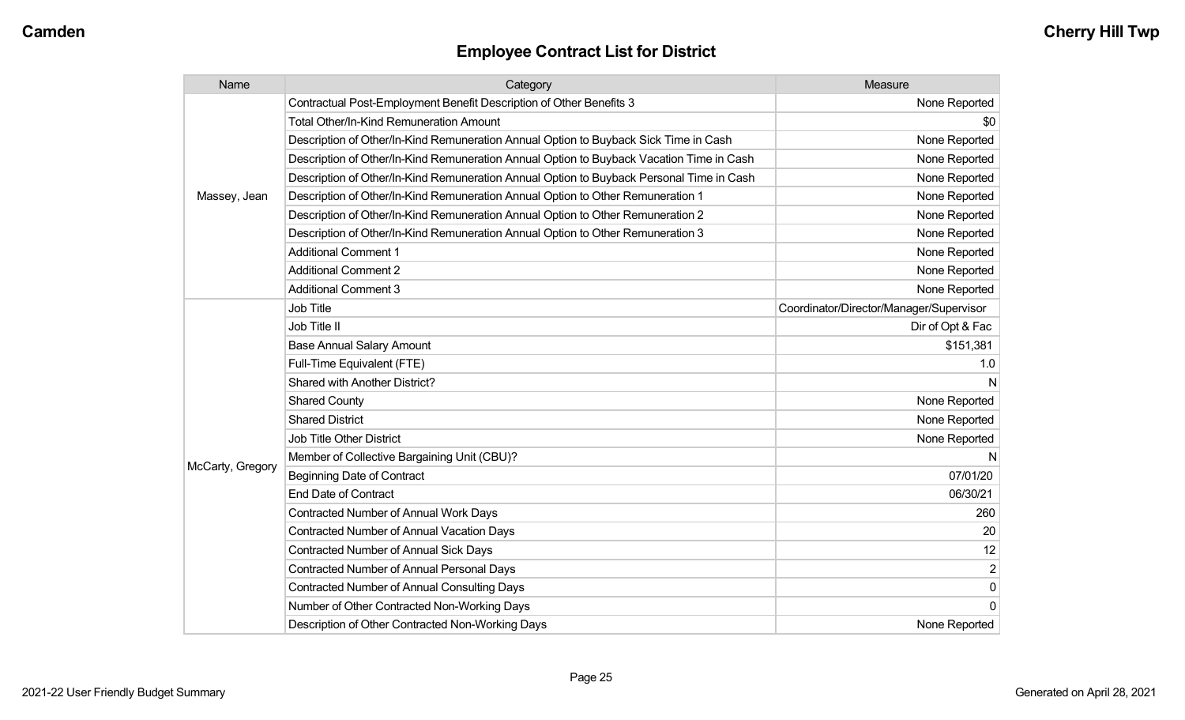## Employee Contract List for District

| Name | Category | Measure |
| --- | --- | --- |
| Massey, Jean | Contractual Post-Employment Benefit Description of Other Benefits 3 | None Reported |
| | Total Other/In-Kind Remuneration Amount | $0 |
| | Description of Other/In-Kind Remuneration Annual Option to Buyback Sick Time in Cash | None Reported |
| | Description of Other/In-Kind Remuneration Annual Option to Buyback Vacation Time in Cash | None Reported |
| | Description of Other/In-Kind Remuneration Annual Option to Buyback Personal Time in Cash | None Reported |
| | Description of Other/In-Kind Remuneration Annual Option to Other Remuneration 1 | None Reported |
| | Description of Other/In-Kind Remuneration Annual Option to Other Remuneration 2 | None Reported |
| | Description of Other/In-Kind Remuneration Annual Option to Other Remuneration 3 | None Reported |
| | Additional Comment 1 | None Reported |
| | Additional Comment 2 | None Reported |
| | Additional Comment 3 | None Reported |
| McCarty, Gregory | Job Title | Coordinator/Director/Manager/Supervisor |
| | Job Title II | Dir of Opt & Fac |
| | Base Annual Salary Amount | $151,381 |
| | Full-Time Equivalent (FTE) | 1.0 |
| | Shared with Another District? | N |
| | Shared County | None Reported |
| | Shared District | None Reported |
| | Job Title Other District | None Reported |
| | Member of Collective Bargaining Unit (CBU)? | N |
| | Beginning Date of Contract | 07/01/20 |
| | End Date of Contract | 06/30/21 |
| | Contracted Number of Annual Work Days | 260 |
| | Contracted Number of Annual Vacation Days | 20 |
| | Contracted Number of Annual Sick Days | 12 |
| | Contracted Number of Annual Personal Days | 2 |
| | Contracted Number of Annual Consulting Days | 0 |
| | Number of Other Contracted Non-Working Days | 0 |
| | Description of Other Contracted Non-Working Days | None Reported |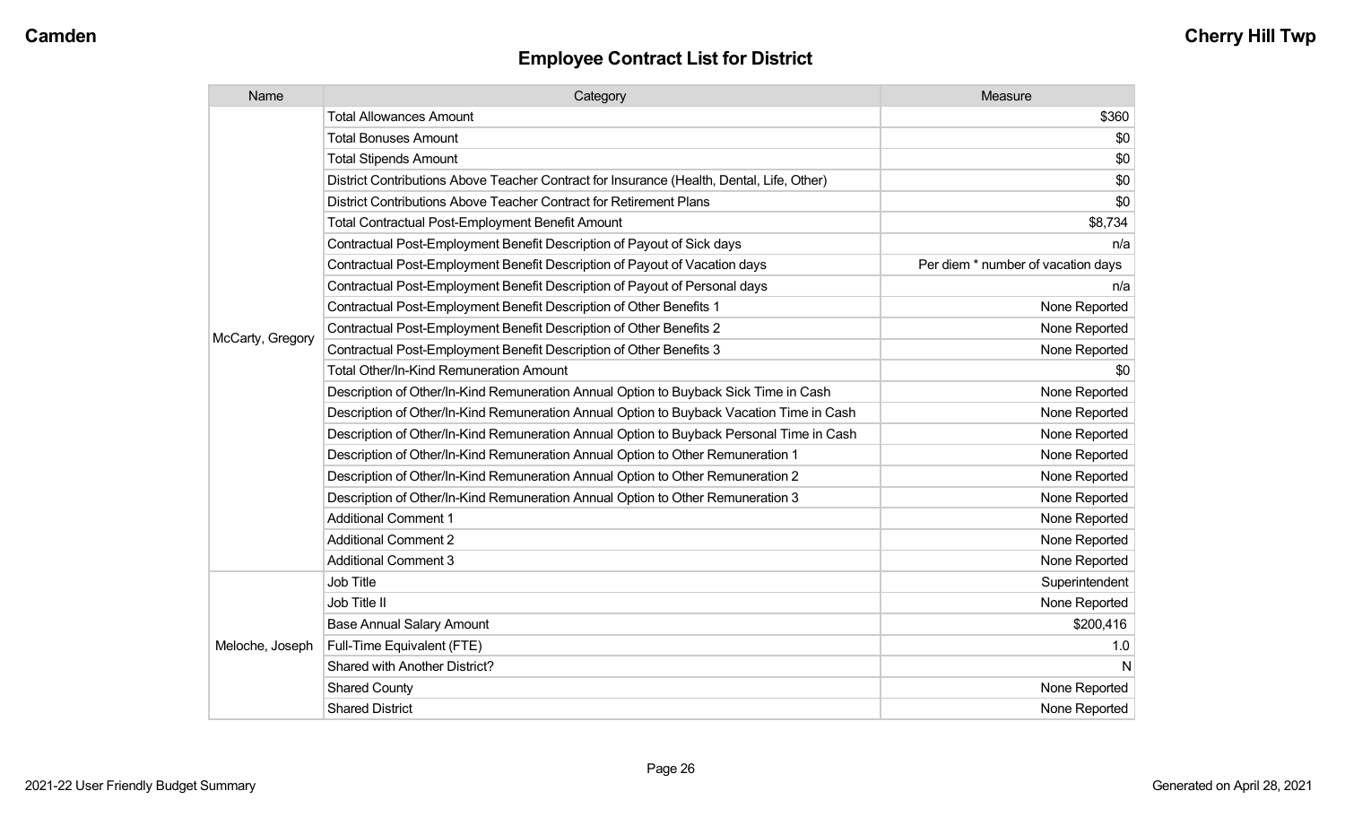## Employee Contract List for District

| Name | Category | Measure |
|---|---|---|
| McCarty, Gregory | Total Allowances Amount | $360 |
| | Total Bonuses Amount | $0 |
| | Total Stipends Amount | $0 |
| | District Contributions Above Teacher Contract for Insurance (Health, Dental, Life, Other) | $0 |
| | District Contributions Above Teacher Contract for Retirement Plans | $0 |
| | Total Contractual Post-Employment Benefit Amount | $8,734 |
| | Contractual Post-Employment Benefit Description of Payout of Sick days | n/a |
| | Contractual Post-Employment Benefit Description of Payout of Vacation days | Per diem * number of vacation days |
| | Contractual Post-Employment Benefit Description of Payout of Personal days | n/a |
| | Contractual Post-Employment Benefit Description of Other Benefits 1 | None Reported |
| | Contractual Post-Employment Benefit Description of Other Benefits 2 | None Reported |
| | Contractual Post-Employment Benefit Description of Other Benefits 3 | None Reported |
| | Total Other/In-Kind Remuneration Amount | $0 |
| | Description of Other/In-Kind Remuneration Annual Option to Buyback Sick Time in Cash | None Reported |
| | Description of Other/In-Kind Remuneration Annual Option to Buyback Vacation Time in Cash | None Reported |
| | Description of Other/In-Kind Remuneration Annual Option to Buyback Personal Time in Cash | None Reported |
| | Description of Other/In-Kind Remuneration Annual Option to Other Remuneration 1 | None Reported |
| | Description of Other/In-Kind Remuneration Annual Option to Other Remuneration 2 | None Reported |
| | Description of Other/In-Kind Remuneration Annual Option to Other Remuneration 3 | None Reported |
| | Additional Comment 1 | None Reported |
| | Additional Comment 2 | None Reported |
| | Additional Comment 3 | None Reported |
| Meloche, Joseph | Job Title | Superintendent |
| | Job Title II | None Reported |
| | Base Annual Salary Amount | $200,416 |
| | Full-Time Equivalent (FTE) | 1.0 |
| | Shared with Another District? | N |
| | Shared County | None Reported |
| | Shared District | None Reported |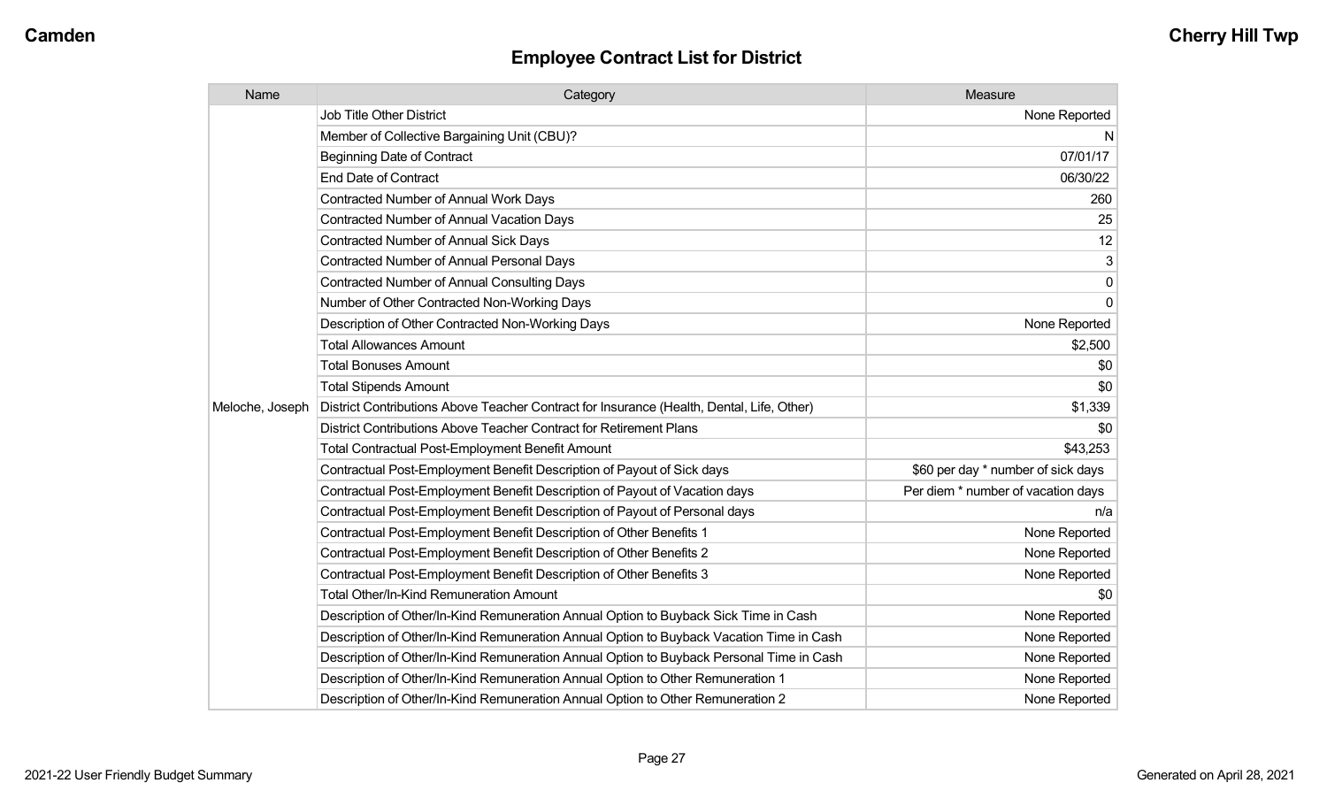## Employee Contract List for District

| Name | Category | Measure |
|---|---|---|
| Meloche, Joseph | Job Title Other District | None Reported |
| | Member of Collective Bargaining Unit (CBU)? | N |
| | Beginning Date of Contract | 07/01/17 |
| | End Date of Contract | 06/30/22 |
| | Contracted Number of Annual Work Days | 260 |
| | Contracted Number of Annual Vacation Days | 25 |
| | Contracted Number of Annual Sick Days | 12 |
| | Contracted Number of Annual Personal Days | 3 |
| | Contracted Number of Annual Consulting Days | 0 |
| | Number of Other Contracted Non-Working Days | 0 |
| | Description of Other Contracted Non-Working Days | None Reported |
| | Total Allowances Amount | $2,500 |
| | Total Bonuses Amount | $0 |
| | Total Stipends Amount | $0 |
| | District Contributions Above Teacher Contract for Insurance (Health, Dental, Life, Other) | $1,339 |
| | District Contributions Above Teacher Contract for Retirement Plans | $0 |
| | Total Contractual Post-Employment Benefit Amount | $43,253 |
| | Contractual Post-Employment Benefit Description of Payout of Sick days | $60 per day * number of sick days |
| | Contractual Post-Employment Benefit Description of Payout of Vacation days | Per diem * number of vacation days |
| | Contractual Post-Employment Benefit Description of Payout of Personal days | n/a |
| | Contractual Post-Employment Benefit Description of Other Benefits 1 | None Reported |
| | Contractual Post-Employment Benefit Description of Other Benefits 2 | None Reported |
| | Contractual Post-Employment Benefit Description of Other Benefits 3 | None Reported |
| | Total Other/In-Kind Remuneration Amount | $0 |
| | Description of Other/In-Kind Remuneration Annual Option to Buyback Sick Time in Cash | None Reported |
| | Description of Other/In-Kind Remuneration Annual Option to Buyback Vacation Time in Cash | None Reported |
| | Description of Other/In-Kind Remuneration Annual Option to Buyback Personal Time in Cash | None Reported |
| | Description of Other/In-Kind Remuneration Annual Option to Other Remuneration 1 | None Reported |
| | Description of Other/In-Kind Remuneration Annual Option to Other Remuneration 2 | None Reported |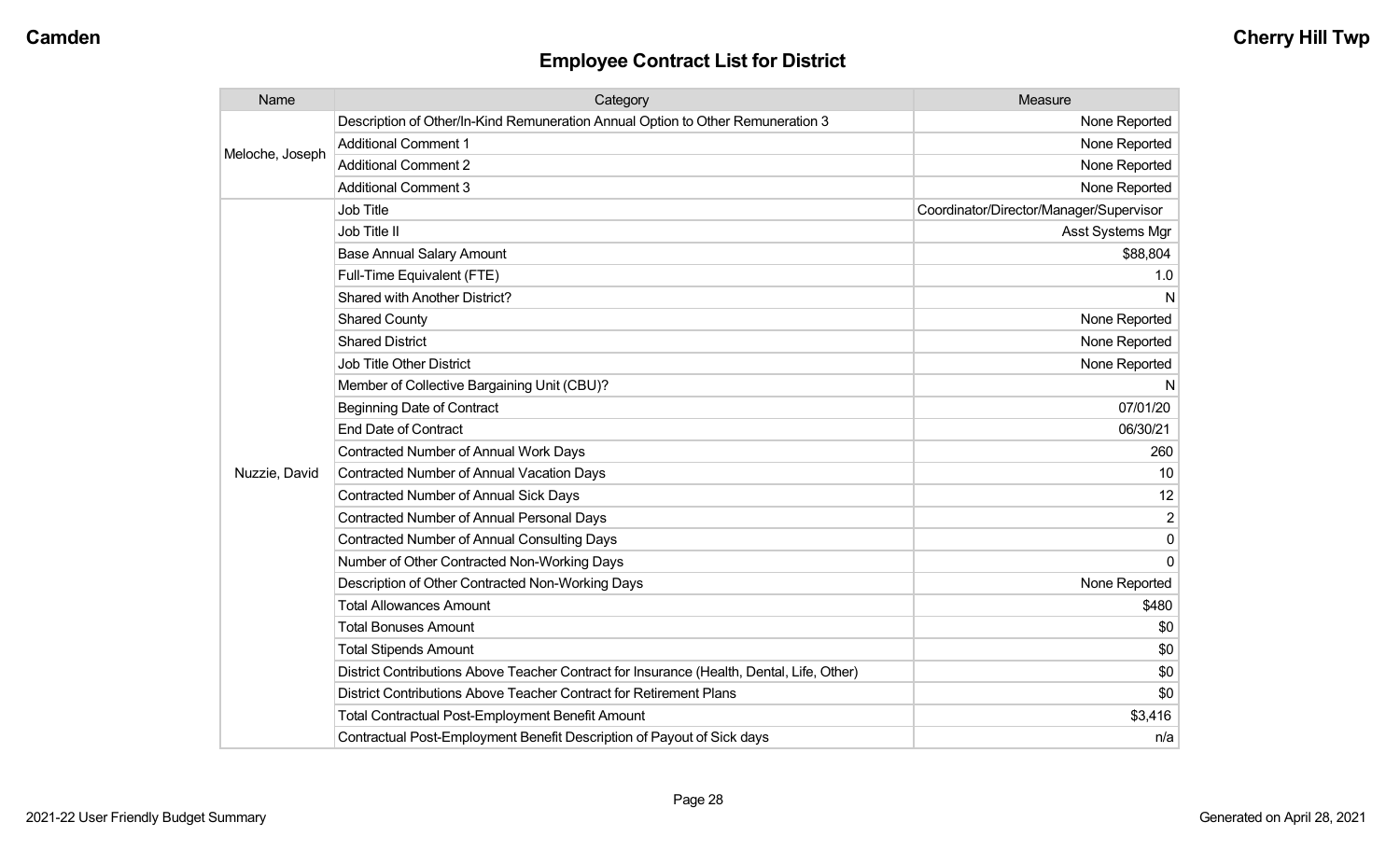## Employee Contract List for District

| Name | Category | Measure |
| --- | --- | --- |
| Meloche, Joseph | Description of Other/In-Kind Remuneration Annual Option to Other Remuneration 3 | None Reported |
| | Additional Comment 1 | None Reported |
| | Additional Comment 2 | None Reported |
| | Additional Comment 3 | None Reported |
| Nuzzie, David | Job Title | Coordinator/Director/Manager/Supervisor |
| | Job Title II | Asst Systems Mgr |
| | Base Annual Salary Amount | $88,804 |
| | Full-Time Equivalent (FTE) | 1.0 |
| | Shared with Another District? | N |
| | Shared County | None Reported |
| | Shared District | None Reported |
| | Job Title Other District | None Reported |
| | Member of Collective Bargaining Unit (CBU)? | N |
| | Beginning Date of Contract | 07/01/20 |
| | End Date of Contract | 06/30/21 |
| | Contracted Number of Annual Work Days | 260 |
| | Contracted Number of Annual Vacation Days | 10 |
| | Contracted Number of Annual Sick Days | 12 |
| | Contracted Number of Annual Personal Days | 2 |
| | Contracted Number of Annual Consulting Days | 0 |
| | Number of Other Contracted Non-Working Days | 0 |
| | Description of Other Contracted Non-Working Days | None Reported |
| | Total Allowances Amount | $480 |
| | Total Bonuses Amount | $0 |
| | Total Stipends Amount | $0 |
| | District Contributions Above Teacher Contract for Insurance (Health, Dental, Life, Other) | $0 |
| | District Contributions Above Teacher Contract for Retirement Plans | $0 |
| | Total Contractual Post-Employment Benefit Amount | $3,416 |
| | Contractual Post-Employment Benefit Description of Payout of Sick days | n/a |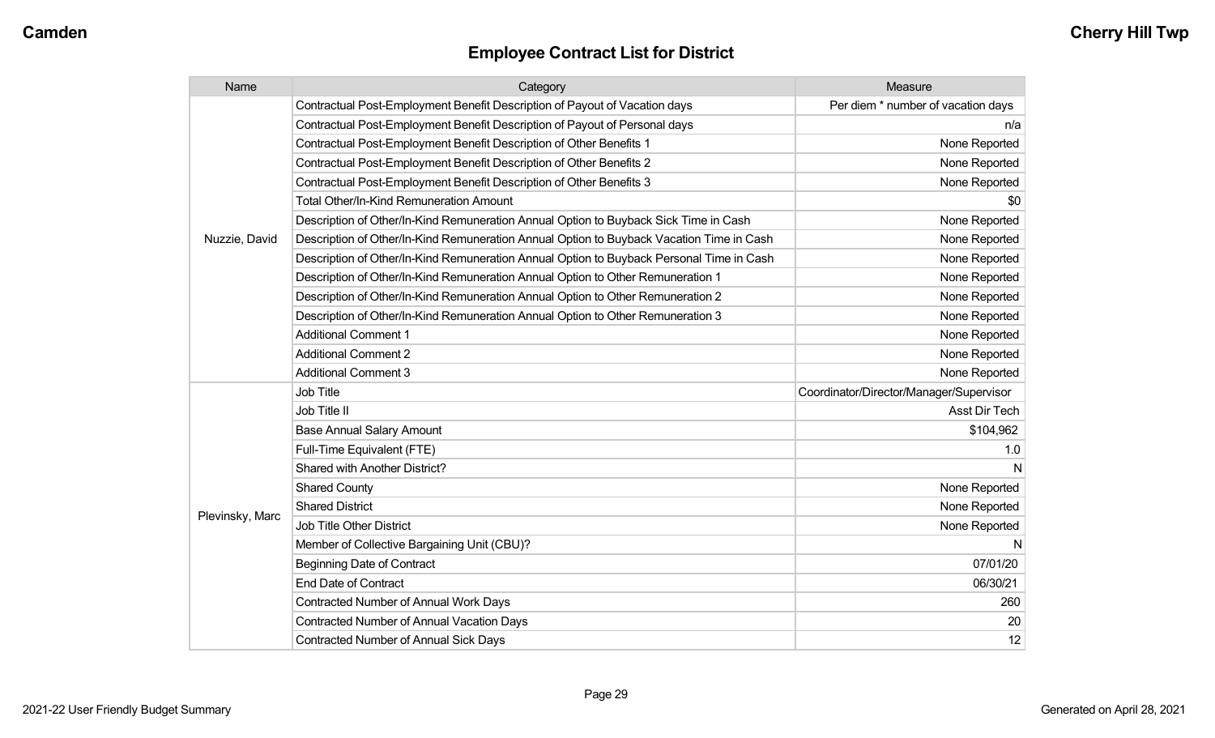## Employee Contract List for District

| Name | Category | Measure |
|---|---|---|
| Nuzzie, David | Contractual Post-Employment Benefit Description of Payout of Vacation days | Per diem * number of vacation days |
| | Contractual Post-Employment Benefit Description of Payout of Personal days | n/a |
| | Contractual Post-Employment Benefit Description of Other Benefits 1 | None Reported |
| | Contractual Post-Employment Benefit Description of Other Benefits 2 | None Reported |
| | Contractual Post-Employment Benefit Description of Other Benefits 3 | None Reported |
| | Total Other/In-Kind Remuneration Amount | $0 |
| | Description of Other/In-Kind Remuneration Annual Option to Buyback Sick Time in Cash | None Reported |
| | Description of Other/In-Kind Remuneration Annual Option to Buyback Vacation Time in Cash | None Reported |
| | Description of Other/In-Kind Remuneration Annual Option to Buyback Personal Time in Cash | None Reported |
| | Description of Other/In-Kind Remuneration Annual Option to Other Remuneration 1 | None Reported |
| | Description of Other/In-Kind Remuneration Annual Option to Other Remuneration 2 | None Reported |
| | Description of Other/In-Kind Remuneration Annual Option to Other Remuneration 3 | None Reported |
| | Additional Comment 1 | None Reported |
| | Additional Comment 2 | None Reported |
| | Additional Comment 3 | None Reported |
| Plevinsky, Marc | Job Title | Coordinator/Director/Manager/Supervisor |
| | Job Title II | Asst Dir Tech |
| | Base Annual Salary Amount | $104,962 |
| | Full-Time Equivalent (FTE) | 1.0 |
| | Shared with Another District? | N |
| | Shared County | None Reported |
| | Shared District | None Reported |
| | Job Title Other District | None Reported |
| | Member of Collective Bargaining Unit (CBU)? | N |
| | Beginning Date of Contract | 07/01/20 |
| | End Date of Contract | 06/30/21 |
| | Contracted Number of Annual Work Days | 260 |
| | Contracted Number of Annual Vacation Days | 20 |
| | Contracted Number of Annual Sick Days | 12 |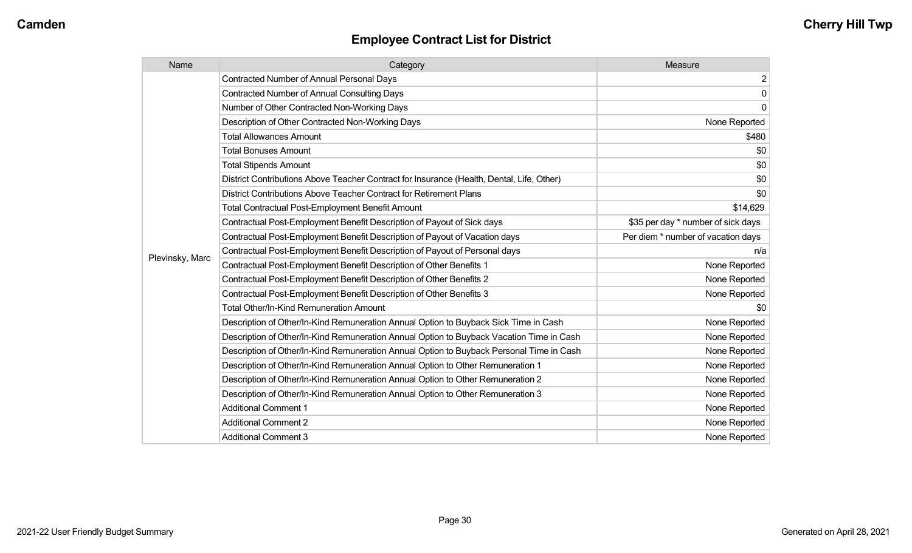## Employee Contract List for District

| Name | Category | Measure |
|---|---|---|
| Plevinsky, Marc | Contracted Number of Annual Personal Days | 2 |
| | Contracted Number of Annual Consulting Days | 0 |
| | Number of Other Contracted Non-Working Days | 0 |
| | Description of Other Contracted Non-Working Days | None Reported |
| | Total Allowances Amount | $480 |
| | Total Bonuses Amount | $0 |
| | Total Stipends Amount | $0 |
| | District Contributions Above Teacher Contract for Insurance (Health, Dental, Life, Other) | $0 |
| | District Contributions Above Teacher Contract for Retirement Plans | $0 |
| | Total Contractual Post-Employment Benefit Amount | $14,629 |
| | Contractual Post-Employment Benefit Description of Payout of Sick days | $35 per day * number of sick days |
| | Contractual Post-Employment Benefit Description of Payout of Vacation days | Per diem * number of vacation days |
| | Contractual Post-Employment Benefit Description of Payout of Personal days | n/a |
| | Contractual Post-Employment Benefit Description of Other Benefits 1 | None Reported |
| | Contractual Post-Employment Benefit Description of Other Benefits 2 | None Reported |
| | Contractual Post-Employment Benefit Description of Other Benefits 3 | None Reported |
| | Total Other/In-Kind Remuneration Amount | $0 |
| | Description of Other/In-Kind Remuneration Annual Option to Buyback Sick Time in Cash | None Reported |
| | Description of Other/In-Kind Remuneration Annual Option to Buyback Vacation Time in Cash | None Reported |
| | Description of Other/In-Kind Remuneration Annual Option to Buyback Personal Time in Cash | None Reported |
| | Description of Other/In-Kind Remuneration Annual Option to Other Remuneration 1 | None Reported |
| | Description of Other/In-Kind Remuneration Annual Option to Other Remuneration 2 | None Reported |
| | Description of Other/In-Kind Remuneration Annual Option to Other Remuneration 3 | None Reported |
| | Additional Comment 1 | None Reported |
| | Additional Comment 2 | None Reported |
| | Additional Comment 3 | None Reported |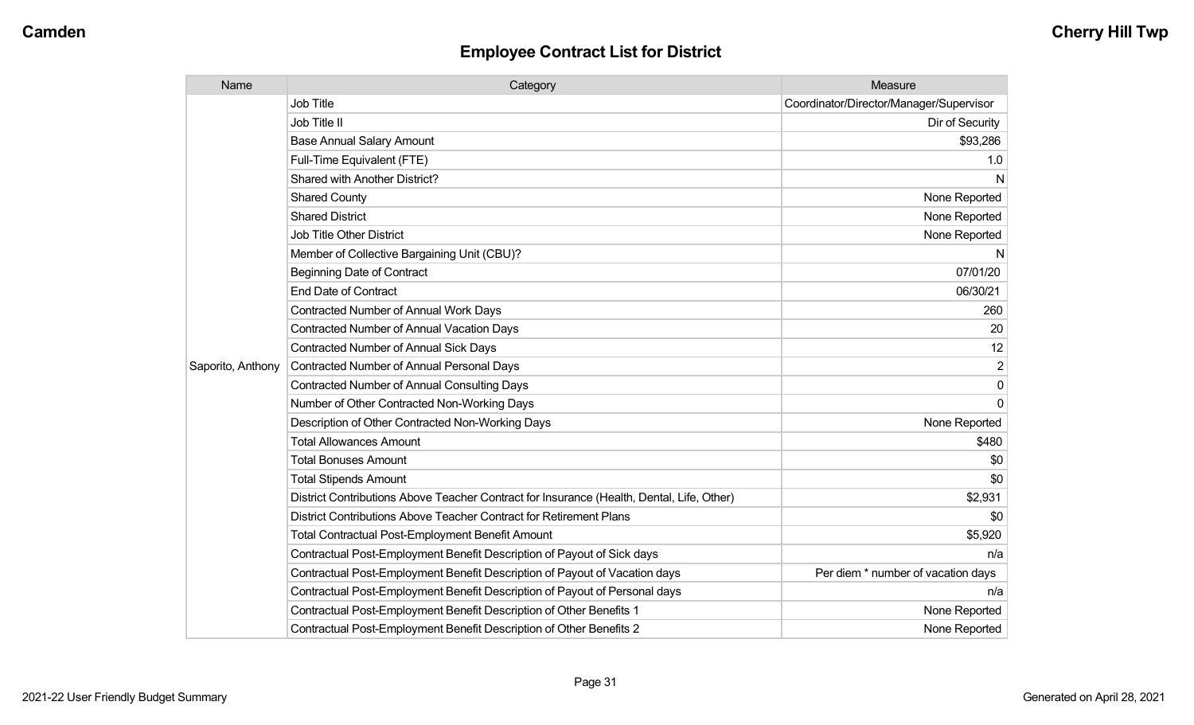## Employee Contract List for District

| Name | Category | Measure |
|---|---|---|
| Saporito, Anthony | Job Title | Coordinator/Director/Manager/Supervisor |
| | Job Title II | Dir of Security |
| | Base Annual Salary Amount | $93,286 |
| | Full-Time Equivalent (FTE) | 1.0 |
| | Shared with Another District? | N |
| | Shared County | None Reported |
| | Shared District | None Reported |
| | Job Title Other District | None Reported |
| | Member of Collective Bargaining Unit (CBU)? | N |
| | Beginning Date of Contract | 07/01/20 |
| | End Date of Contract | 06/30/21 |
| | Contracted Number of Annual Work Days | 260 |
| | Contracted Number of Annual Vacation Days | 20 |
| | Contracted Number of Annual Sick Days | 12 |
| | Contracted Number of Annual Personal Days | 2 |
| | Contracted Number of Annual Consulting Days | 0 |
| | Number of Other Contracted Non-Working Days | 0 |
| | Description of Other Contracted Non-Working Days | None Reported |
| | Total Allowances Amount | $480 |
| | Total Bonuses Amount | $0 |
| | Total Stipends Amount | $0 |
| | District Contributions Above Teacher Contract for Insurance (Health, Dental, Life, Other) | $2,931 |
| | District Contributions Above Teacher Contract for Retirement Plans | $0 |
| | Total Contractual Post-Employment Benefit Amount | $5,920 |
| | Contractual Post-Employment Benefit Description of Payout of Sick days | n/a |
| | Contractual Post-Employment Benefit Description of Payout of Vacation days | Per diem * number of vacation days |
| | Contractual Post-Employment Benefit Description of Payout of Personal days | n/a |
| | Contractual Post-Employment Benefit Description of Other Benefits 1 | None Reported |
| | Contractual Post-Employment Benefit Description of Other Benefits 2 | None Reported |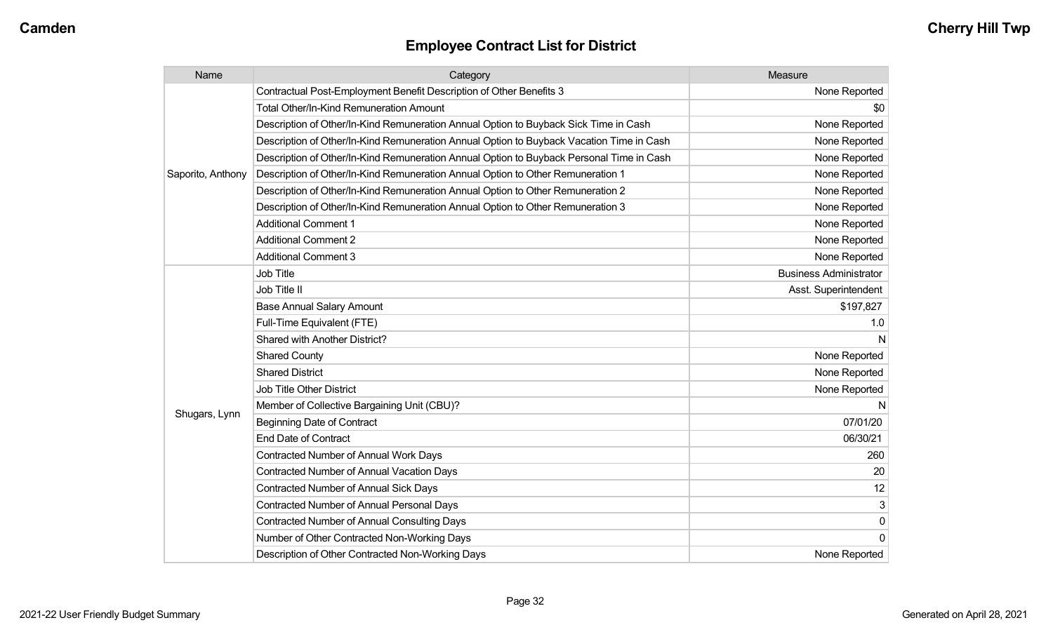## Employee Contract List for District

| Name | Category | Measure |
|---|---|---|
| Saporito, Anthony | Contractual Post-Employment Benefit Description of Other Benefits 3 | None Reported |
| | Total Other/In-Kind Remuneration Amount | $0 |
| | Description of Other/In-Kind Remuneration Annual Option to Buyback Sick Time in Cash | None Reported |
| | Description of Other/In-Kind Remuneration Annual Option to Buyback Vacation Time in Cash | None Reported |
| | Description of Other/In-Kind Remuneration Annual Option to Buyback Personal Time in Cash | None Reported |
| | Description of Other/In-Kind Remuneration Annual Option to Other Remuneration 1 | None Reported |
| | Description of Other/In-Kind Remuneration Annual Option to Other Remuneration 2 | None Reported |
| | Description of Other/In-Kind Remuneration Annual Option to Other Remuneration 3 | None Reported |
| | Additional Comment 1 | None Reported |
| | Additional Comment 2 | None Reported |
| | Additional Comment 3 | None Reported |
| Shugars, Lynn | Job Title | Business Administrator |
| | Job Title II | Asst. Superintendent |
| | Base Annual Salary Amount | $197,827 |
| | Full-Time Equivalent (FTE) | 1.0 |
| | Shared with Another District? | N |
| | Shared County | None Reported |
| | Shared District | None Reported |
| | Job Title Other District | None Reported |
| | Member of Collective Bargaining Unit (CBU)? | N |
| | Beginning Date of Contract | 07/01/20 |
| | End Date of Contract | 06/30/21 |
| | Contracted Number of Annual Work Days | 260 |
| | Contracted Number of Annual Vacation Days | 20 |
| | Contracted Number of Annual Sick Days | 12 |
| | Contracted Number of Annual Personal Days | 3 |
| | Contracted Number of Annual Consulting Days | 0 |
| | Number of Other Contracted Non-Working Days | 0 |
| | Description of Other Contracted Non-Working Days | None Reported |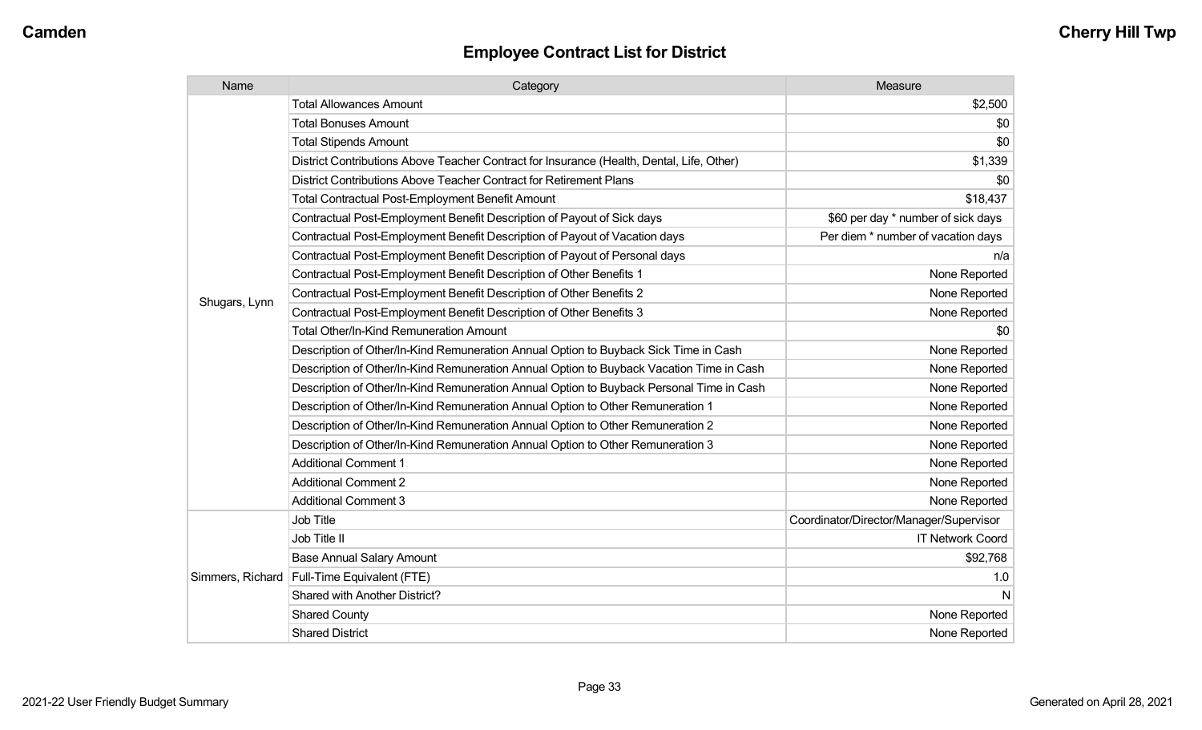## Employee Contract List for District

| Name | Category | Measure |
|---|---|---|
| Shugars, Lynn | Total Allowances Amount | $2,500 |
| | Total Bonuses Amount | $0 |
| | Total Stipends Amount | $0 |
| | District Contributions Above Teacher Contract for Insurance (Health, Dental, Life, Other) | $1,339 |
| | District Contributions Above Teacher Contract for Retirement Plans | $0 |
| | Total Contractual Post-Employment Benefit Amount | $18,437 |
| | Contractual Post-Employment Benefit Description of Payout of Sick days | $60 per day * number of sick days |
| | Contractual Post-Employment Benefit Description of Payout of Vacation days | Per diem * number of vacation days |
| | Contractual Post-Employment Benefit Description of Payout of Personal days | n/a |
| | Contractual Post-Employment Benefit Description of Other Benefits 1 | None Reported |
| | Contractual Post-Employment Benefit Description of Other Benefits 2 | None Reported |
| | Contractual Post-Employment Benefit Description of Other Benefits 3 | None Reported |
| | Total Other/In-Kind Remuneration Amount | $0 |
| | Description of Other/In-Kind Remuneration Annual Option to Buyback Sick Time in Cash | None Reported |
| | Description of Other/In-Kind Remuneration Annual Option to Buyback Vacation Time in Cash | None Reported |
| | Description of Other/In-Kind Remuneration Annual Option to Buyback Personal Time in Cash | None Reported |
| | Description of Other/In-Kind Remuneration Annual Option to Other Remuneration 1 | None Reported |
| | Description of Other/In-Kind Remuneration Annual Option to Other Remuneration 2 | None Reported |
| | Description of Other/In-Kind Remuneration Annual Option to Other Remuneration 3 | None Reported |
| | Additional Comment 1 | None Reported |
| | Additional Comment 2 | None Reported |
| | Additional Comment 3 | None Reported |
| Simmers, Richard | Job Title | Coordinator/Director/Manager/Supervisor |
| | Job Title II | IT Network Coord |
| | Base Annual Salary Amount | $92,768 |
| | Full-Time Equivalent (FTE) | 1.0 |
| | Shared with Another District? | N |
| | Shared County | None Reported |
| | Shared District | None Reported |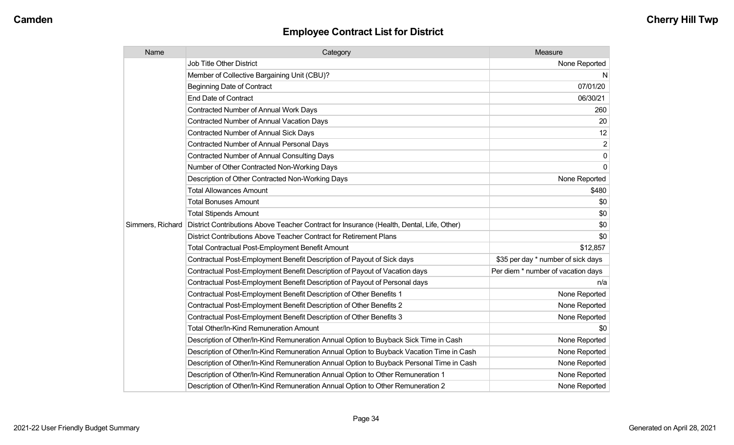## Employee Contract List for District

| Name | Category | Measure |
|---|---|---|
| Simmers, Richard | Job Title Other District | None Reported |
| | Member of Collective Bargaining Unit (CBU)? | N |
| | Beginning Date of Contract | 07/01/20 |
| | End Date of Contract | 06/30/21 |
| | Contracted Number of Annual Work Days | 260 |
| | Contracted Number of Annual Vacation Days | 20 |
| | Contracted Number of Annual Sick Days | 12 |
| | Contracted Number of Annual Personal Days | 2 |
| | Contracted Number of Annual Consulting Days | 0 |
| | Number of Other Contracted Non-Working Days | 0 |
| | Description of Other Contracted Non-Working Days | None Reported |
| | Total Allowances Amount | $480 |
| | Total Bonuses Amount | $0 |
| | Total Stipends Amount | $0 |
| | District Contributions Above Teacher Contract for Insurance (Health, Dental, Life, Other) | $0 |
| | District Contributions Above Teacher Contract for Retirement Plans | $0 |
| | Total Contractual Post-Employment Benefit Amount | $12,857 |
| | Contractual Post-Employment Benefit Description of Payout of Sick days | $35 per day * number of sick days |
| | Contractual Post-Employment Benefit Description of Payout of Vacation days | Per diem * number of vacation days |
| | Contractual Post-Employment Benefit Description of Payout of Personal days | n/a |
| | Contractual Post-Employment Benefit Description of Other Benefits 1 | None Reported |
| | Contractual Post-Employment Benefit Description of Other Benefits 2 | None Reported |
| | Contractual Post-Employment Benefit Description of Other Benefits 3 | None Reported |
| | Total Other/In-Kind Remuneration Amount | $0 |
| | Description of Other/In-Kind Remuneration Annual Option to Buyback Sick Time in Cash | None Reported |
| | Description of Other/In-Kind Remuneration Annual Option to Buyback Vacation Time in Cash | None Reported |
| | Description of Other/In-Kind Remuneration Annual Option to Buyback Personal Time in Cash | None Reported |
| | Description of Other/In-Kind Remuneration Annual Option to Other Remuneration 1 | None Reported |
| | Description of Other/In-Kind Remuneration Annual Option to Other Remuneration 2 | None Reported |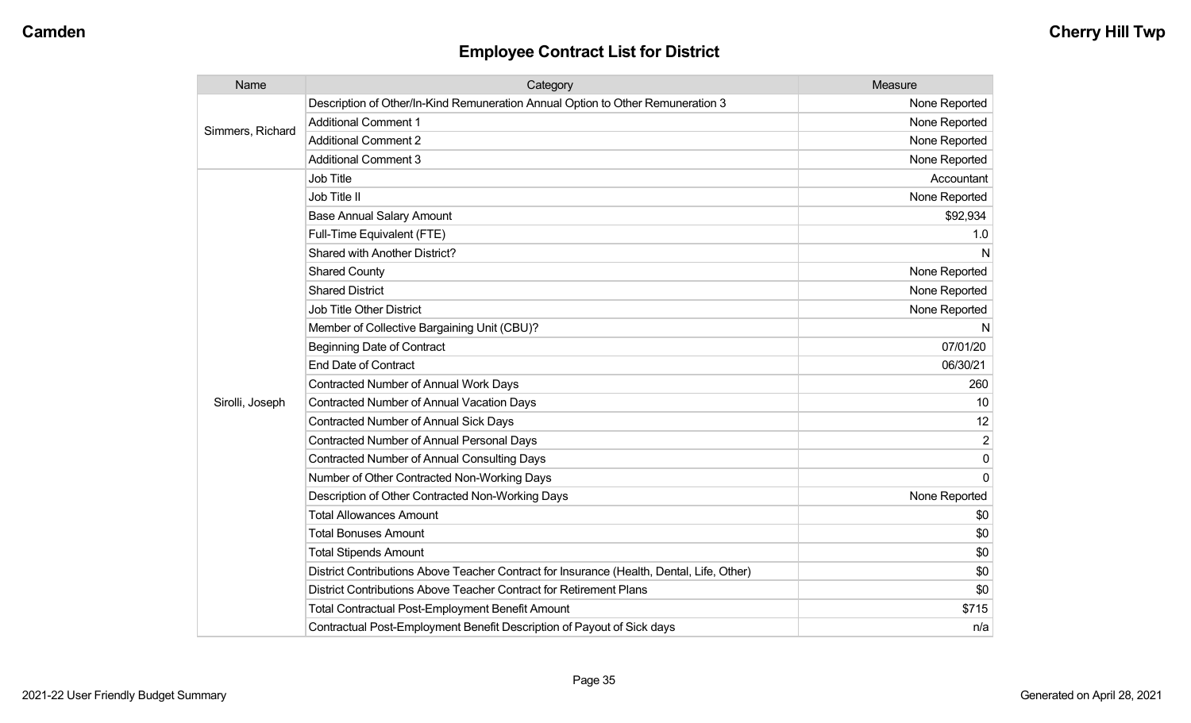## Employee Contract List for District

| Name | Category | Measure |
|---|---|---|
| Simmers, Richard | Description of Other/In-Kind Remuneration Annual Option to Other Remuneration 3 | None Reported |
| | Additional Comment 1 | None Reported |
| | Additional Comment 2 | None Reported |
| | Additional Comment 3 | None Reported |
| Sirolli, Joseph | Job Title | Accountant |
| | Job Title II | None Reported |
| | Base Annual Salary Amount | $92,934 |
| | Full-Time Equivalent (FTE) | 1.0 |
| | Shared with Another District? | N |
| | Shared County | None Reported |
| | Shared District | None Reported |
| | Job Title Other District | None Reported |
| | Member of Collective Bargaining Unit (CBU)? | N |
| | Beginning Date of Contract | 07/01/20 |
| | End Date of Contract | 06/30/21 |
| | Contracted Number of Annual Work Days | 260 |
| | Contracted Number of Annual Vacation Days | 10 |
| | Contracted Number of Annual Sick Days | 12 |
| | Contracted Number of Annual Personal Days | 2 |
| | Contracted Number of Annual Consulting Days | 0 |
| | Number of Other Contracted Non-Working Days | 0 |
| | Description of Other Contracted Non-Working Days | None Reported |
| | Total Allowances Amount | $0 |
| | Total Bonuses Amount | $0 |
| | Total Stipends Amount | $0 |
| | District Contributions Above Teacher Contract for Insurance (Health, Dental, Life, Other) | $0 |
| | District Contributions Above Teacher Contract for Retirement Plans | $0 |
| | Total Contractual Post-Employment Benefit Amount | $715 |
| | Contractual Post-Employment Benefit Description of Payout of Sick days | n/a |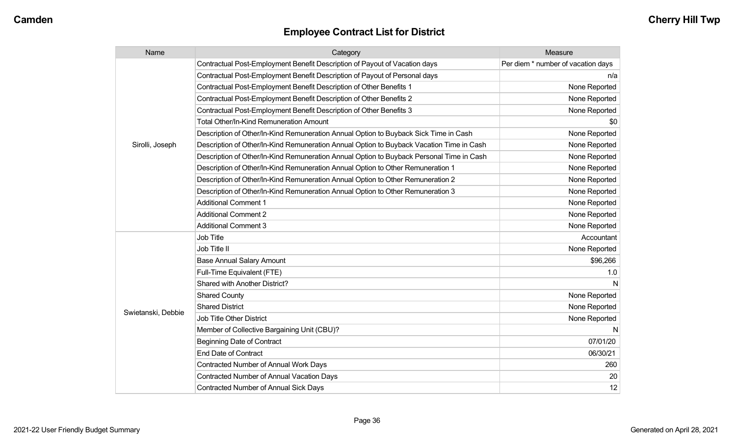## Employee Contract List for District

| Name | Category | Measure |
| --- | --- | --- |
| Sirolli, Joseph | Contractual Post-Employment Benefit Description of Payout of Vacation days | Per diem * number of vacation days |
| | Contractual Post-Employment Benefit Description of Payout of Personal days | n/a |
| | Contractual Post-Employment Benefit Description of Other Benefits 1 | None Reported |
| | Contractual Post-Employment Benefit Description of Other Benefits 2 | None Reported |
| | Contractual Post-Employment Benefit Description of Other Benefits 3 | None Reported |
| | Total Other/In-Kind Remuneration Amount | $0 |
| | Description of Other/In-Kind Remuneration Annual Option to Buyback Sick Time in Cash | None Reported |
| | Description of Other/In-Kind Remuneration Annual Option to Buyback Vacation Time in Cash | None Reported |
| | Description of Other/In-Kind Remuneration Annual Option to Buyback Personal Time in Cash | None Reported |
| | Description of Other/In-Kind Remuneration Annual Option to Other Remuneration 1 | None Reported |
| | Description of Other/In-Kind Remuneration Annual Option to Other Remuneration 2 | None Reported |
| | Description of Other/In-Kind Remuneration Annual Option to Other Remuneration 3 | None Reported |
| | Additional Comment 1 | None Reported |
| | Additional Comment 2 | None Reported |
| | Additional Comment 3 | None Reported |
| Swietanski, Debbie | Job Title | Accountant |
| | Job Title II | None Reported |
| | Base Annual Salary Amount | $96,266 |
| | Full-Time Equivalent (FTE) | 1.0 |
| | Shared with Another District? | N |
| | Shared County | None Reported |
| | Shared District | None Reported |
| | Job Title Other District | None Reported |
| | Member of Collective Bargaining Unit (CBU)? | N |
| | Beginning Date of Contract | 07/01/20 |
| | End Date of Contract | 06/30/21 |
| | Contracted Number of Annual Work Days | 260 |
| | Contracted Number of Annual Vacation Days | 20 |
| | Contracted Number of Annual Sick Days | 12 |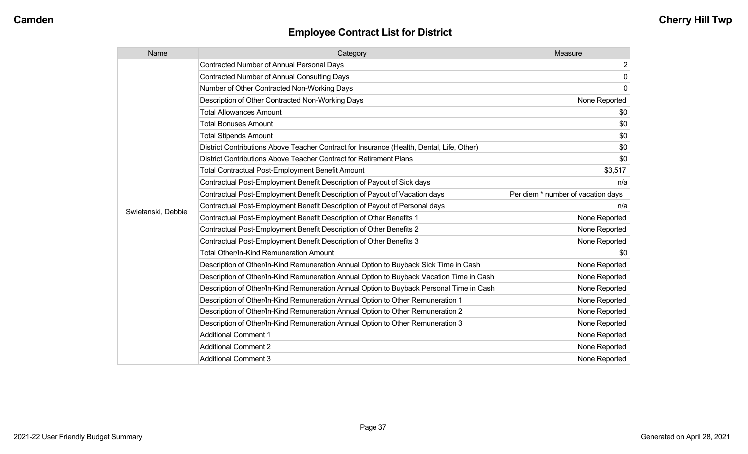Camden | Cherry Hill Twp

# Employee Contract List for District

| Name | Category | Measure |
|---|---|---|
| Swietanski, Debbie | Contracted Number of Annual Personal Days | 2 |
| | Contracted Number of Annual Consulting Days | 0 |
| | Number of Other Contracted Non-Working Days | 0 |
| | Description of Other Contracted Non-Working Days | None Reported |
| | Total Allowances Amount | $0 |
| | Total Bonuses Amount | $0 |
| | Total Stipends Amount | $0 |
| | District Contributions Above Teacher Contract for Insurance (Health, Dental, Life, Other) | $0 |
| | District Contributions Above Teacher Contract for Retirement Plans | $0 |
| | Total Contractual Post-Employment Benefit Amount | $3,517 |
| | Contractual Post-Employment Benefit Description of Payout of Sick days | n/a |
| | Contractual Post-Employment Benefit Description of Payout of Vacation days | Per diem * number of vacation days |
| | Contractual Post-Employment Benefit Description of Payout of Personal days | n/a |
| | Contractual Post-Employment Benefit Description of Other Benefits 1 | None Reported |
| | Contractual Post-Employment Benefit Description of Other Benefits 2 | None Reported |
| | Contractual Post-Employment Benefit Description of Other Benefits 3 | None Reported |
| | Total Other/In-Kind Remuneration Amount | $0 |
| | Description of Other/In-Kind Remuneration Annual Option to Buyback Sick Time in Cash | None Reported |
| | Description of Other/In-Kind Remuneration Annual Option to Buyback Vacation Time in Cash | None Reported |
| | Description of Other/In-Kind Remuneration Annual Option to Buyback Personal Time in Cash | None Reported |
| | Description of Other/In-Kind Remuneration Annual Option to Other Remuneration 1 | None Reported |
| | Description of Other/In-Kind Remuneration Annual Option to Other Remuneration 2 | None Reported |
| | Description of Other/In-Kind Remuneration Annual Option to Other Remuneration 3 | None Reported |
| | Additional Comment 1 | None Reported |
| | Additional Comment 2 | None Reported |
| | Additional Comment 3 | None Reported |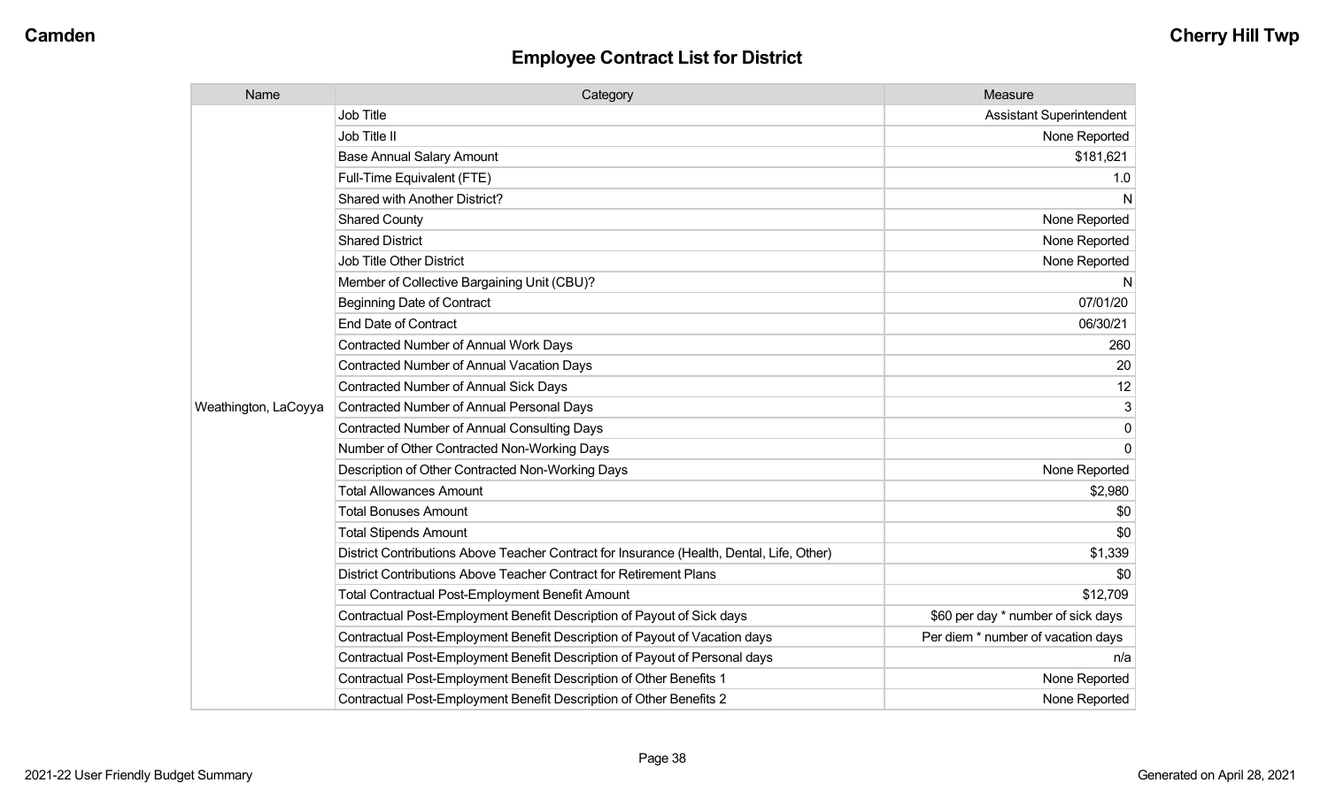Camden

Cherry Hill Twp

## Employee Contract List for District

| Name | Category | Measure |
|---|---|---|
| Weathington, LaCoyya | Job Title | Assistant Superintendent |
| | Job Title II | None Reported |
| | Base Annual Salary Amount | $181,621 |
| | Full-Time Equivalent (FTE) | 1.0 |
| | Shared with Another District? | N |
| | Shared County | None Reported |
| | Shared District | None Reported |
| | Job Title Other District | None Reported |
| | Member of Collective Bargaining Unit (CBU)? | N |
| | Beginning Date of Contract | 07/01/20 |
| | End Date of Contract | 06/30/21 |
| | Contracted Number of Annual Work Days | 260 |
| | Contracted Number of Annual Vacation Days | 20 |
| | Contracted Number of Annual Sick Days | 12 |
| | Contracted Number of Annual Personal Days | 3 |
| | Contracted Number of Annual Consulting Days | 0 |
| | Number of Other Contracted Non-Working Days | 0 |
| | Description of Other Contracted Non-Working Days | None Reported |
| | Total Allowances Amount | $2,980 |
| | Total Bonuses Amount | $0 |
| | Total Stipends Amount | $0 |
| | District Contributions Above Teacher Contract for Insurance (Health, Dental, Life, Other) | $1,339 |
| | District Contributions Above Teacher Contract for Retirement Plans | $0 |
| | Total Contractual Post-Employment Benefit Amount | $12,709 |
| | Contractual Post-Employment Benefit Description of Payout of Sick days | $60 per day * number of sick days |
| | Contractual Post-Employment Benefit Description of Payout of Vacation days | Per diem * number of vacation days |
| | Contractual Post-Employment Benefit Description of Payout of Personal days | n/a |
| | Contractual Post-Employment Benefit Description of Other Benefits 1 | None Reported |
| | Contractual Post-Employment Benefit Description of Other Benefits 2 | None Reported |

2021-22 User Friendly Budget Summary

Generated on April 28, 2021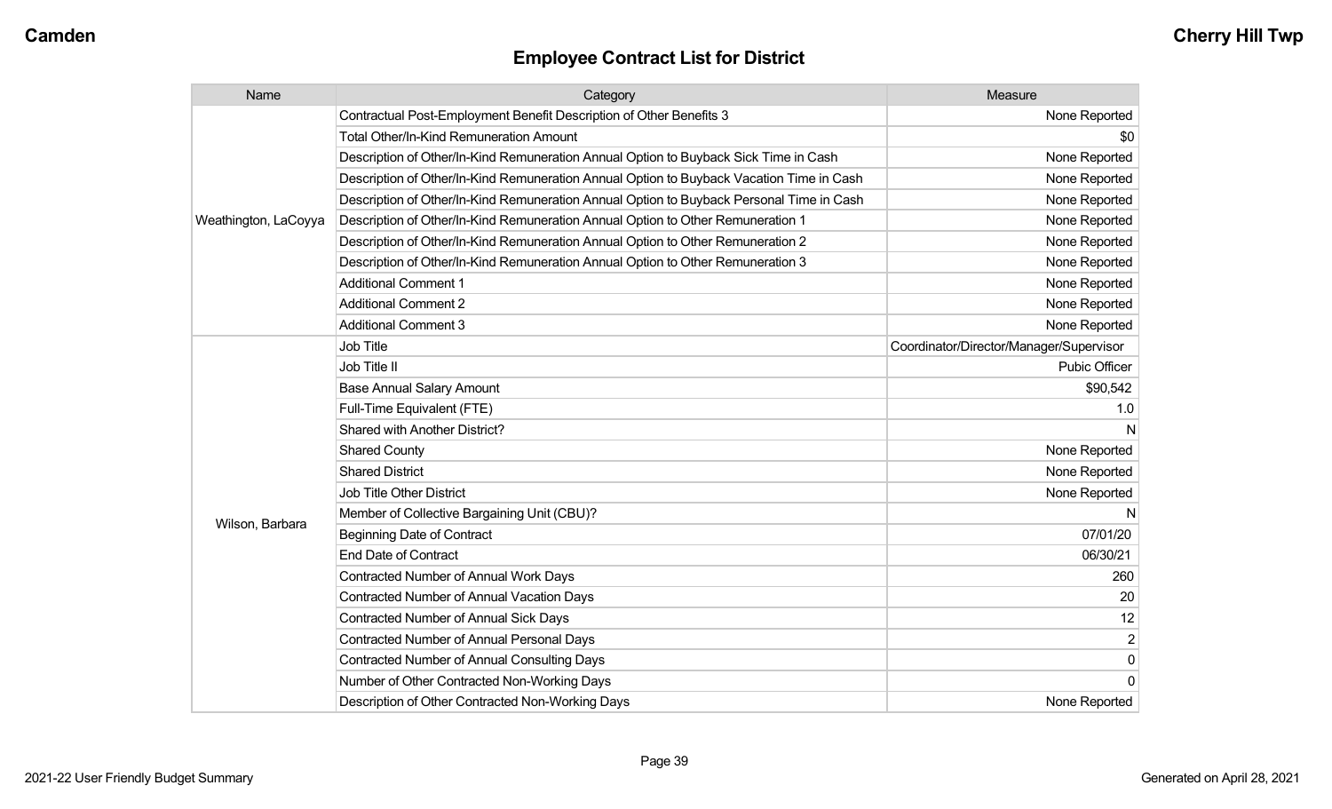## Employee Contract List for District

| Name | Category | Measure |
|---|---|---|
| Weathington, LaCoyya | Contractual Post-Employment Benefit Description of Other Benefits 3 | None Reported |
| | Total Other/In-Kind Remuneration Amount | $0 |
| | Description of Other/In-Kind Remuneration Annual Option to Buyback Sick Time in Cash | None Reported |
| | Description of Other/In-Kind Remuneration Annual Option to Buyback Vacation Time in Cash | None Reported |
| | Description of Other/In-Kind Remuneration Annual Option to Buyback Personal Time in Cash | None Reported |
| | Description of Other/In-Kind Remuneration Annual Option to Other Remuneration 1 | None Reported |
| | Description of Other/In-Kind Remuneration Annual Option to Other Remuneration 2 | None Reported |
| | Description of Other/In-Kind Remuneration Annual Option to Other Remuneration 3 | None Reported |
| | Additional Comment 1 | None Reported |
| | Additional Comment 2 | None Reported |
| | Additional Comment 3 | None Reported |
| Wilson, Barbara | Job Title | Coordinator/Director/Manager/Supervisor |
| | Job Title II | Pubic Officer |
| | Base Annual Salary Amount | $90,542 |
| | Full-Time Equivalent (FTE) | 1.0 |
| | Shared with Another District? | N |
| | Shared County | None Reported |
| | Shared District | None Reported |
| | Job Title Other District | None Reported |
| | Member of Collective Bargaining Unit (CBU)? | N |
| | Beginning Date of Contract | 07/01/20 |
| | End Date of Contract | 06/30/21 |
| | Contracted Number of Annual Work Days | 260 |
| | Contracted Number of Annual Vacation Days | 20 |
| | Contracted Number of Annual Sick Days | 12 |
| | Contracted Number of Annual Personal Days | 2 |
| | Contracted Number of Annual Consulting Days | 0 |
| | Number of Other Contracted Non-Working Days | 0 |
| | Description of Other Contracted Non-Working Days | None Reported |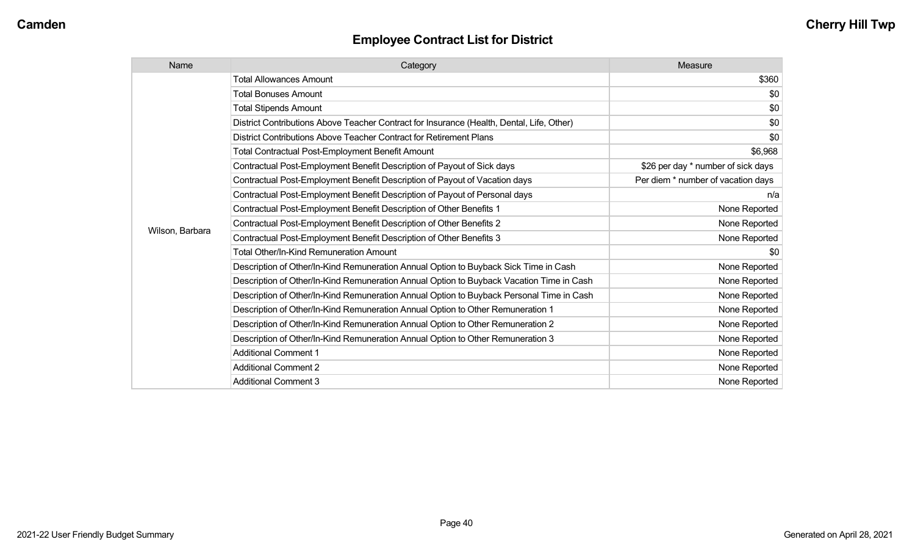## Employee Contract List for District

| Name | Category | Measure |
|---|---|---|
| Wilson, Barbara | Total Allowances Amount | $360 |
| | Total Bonuses Amount | $0 |
| | Total Stipends Amount | $0 |
| | District Contributions Above Teacher Contract for Insurance (Health, Dental, Life, Other) | $0 |
| | District Contributions Above Teacher Contract for Retirement Plans | $0 |
| | Total Contractual Post-Employment Benefit Amount | $6,968 |
| | Contractual Post-Employment Benefit Description of Payout of Sick days | $26 per day * number of sick days |
| | Contractual Post-Employment Benefit Description of Payout of Vacation days | Per diem * number of vacation days |
| | Contractual Post-Employment Benefit Description of Payout of Personal days | n/a |
| | Contractual Post-Employment Benefit Description of Other Benefits 1 | None Reported |
| | Contractual Post-Employment Benefit Description of Other Benefits 2 | None Reported |
| | Contractual Post-Employment Benefit Description of Other Benefits 3 | None Reported |
| | Total Other/In-Kind Remuneration Amount | $0 |
| | Description of Other/In-Kind Remuneration Annual Option to Buyback Sick Time in Cash | None Reported |
| | Description of Other/In-Kind Remuneration Annual Option to Buyback Vacation Time in Cash | None Reported |
| | Description of Other/In-Kind Remuneration Annual Option to Buyback Personal Time in Cash | None Reported |
| | Description of Other/In-Kind Remuneration Annual Option to Other Remuneration 1 | None Reported |
| | Description of Other/In-Kind Remuneration Annual Option to Other Remuneration 2 | None Reported |
| | Description of Other/In-Kind Remuneration Annual Option to Other Remuneration 3 | None Reported |
| | Additional Comment 1 | None Reported |
| | Additional Comment 2 | None Reported |
| | Additional Comment 3 | None Reported |